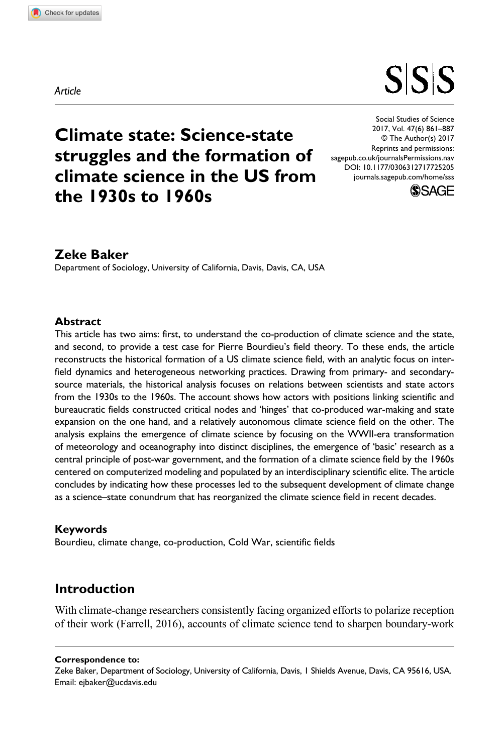*Article*

# Climate state: Science-state struggles and the formation of climate science in the US from the 1930s to 1960s

Social Studies of Science
2017, Vol. 47(6) 861–887
© The Author(s) 2017
Reprints and permissions:
sagepub.co.uk/journalsPermissions.nav
DOI: 10.1177/0306312717725205
journals.sagepub.com/home/sss

**Zeke Baker**
Department of Sociology, University of California, Davis, Davis, CA, USA

### Abstract

This article has two aims: first, to understand the co-production of climate science and the state, and second, to provide a test case for Pierre Bourdieu's field theory. To these ends, the article reconstructs the historical formation of a US climate science field, with an analytic focus on inter-field dynamics and heterogeneous networking practices. Drawing from primary- and secondary-source materials, the historical analysis focuses on relations between scientists and state actors from the 1930s to the 1960s. The account shows how actors with positions linking scientific and bureaucratic fields constructed critical nodes and 'hinges' that co-produced war-making and state expansion on the one hand, and a relatively autonomous climate science field on the other. The analysis explains the emergence of climate science by focusing on the WWII-era transformation of meteorology and oceanography into distinct disciplines, the emergence of 'basic' research as a central principle of post-war government, and the formation of a climate science field by the 1960s centered on computerized modeling and populated by an interdisciplinary scientific elite. The article concludes by indicating how these processes led to the subsequent development of climate change as a science–state conundrum that has reorganized the climate science field in recent decades.

### Keywords

Bourdieu, climate change, co-production, Cold War, scientific fields

## Introduction

With climate-change researchers consistently facing organized efforts to polarize reception of their work (Farrell, 2016), accounts of climate science tend to sharpen boundary-work

**Correspondence to:**
Zeke Baker, Department of Sociology, University of California, Davis, 1 Shields Avenue, Davis, CA 95616, USA.
Email: ejbaker@ucdavis.edu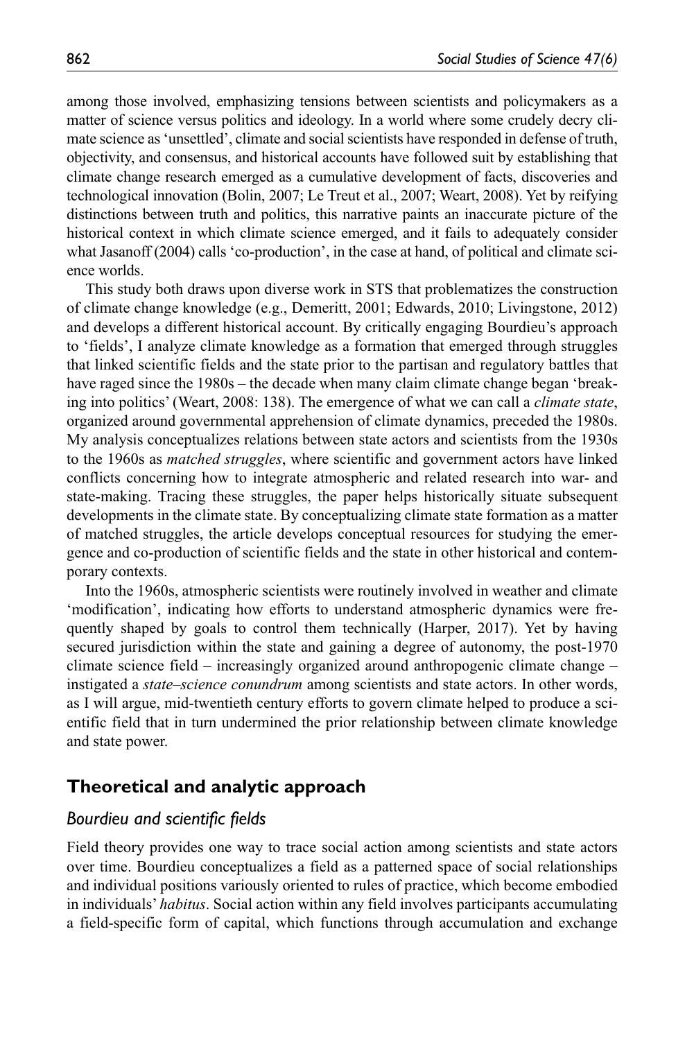among those involved, emphasizing tensions between scientists and policymakers as a matter of science versus politics and ideology. In a world where some crudely decry climate science as 'unsettled', climate and social scientists have responded in defense of truth, objectivity, and consensus, and historical accounts have followed suit by establishing that climate change research emerged as a cumulative development of facts, discoveries and technological innovation (Bolin, 2007; Le Treut et al., 2007; Weart, 2008). Yet by reifying distinctions between truth and politics, this narrative paints an inaccurate picture of the historical context in which climate science emerged, and it fails to adequately consider what Jasanoff (2004) calls 'co-production', in the case at hand, of political and climate science worlds.

This study both draws upon diverse work in STS that problematizes the construction of climate change knowledge (e.g., Demeritt, 2001; Edwards, 2010; Livingstone, 2012) and develops a different historical account. By critically engaging Bourdieu's approach to 'fields', I analyze climate knowledge as a formation that emerged through struggles that linked scientific fields and the state prior to the partisan and regulatory battles that have raged since the 1980s – the decade when many claim climate change began 'breaking into politics' (Weart, 2008: 138). The emergence of what we can call a *climate state*, organized around governmental apprehension of climate dynamics, preceded the 1980s. My analysis conceptualizes relations between state actors and scientists from the 1930s to the 1960s as *matched struggles*, where scientific and government actors have linked conflicts concerning how to integrate atmospheric and related research into war- and state-making. Tracing these struggles, the paper helps historically situate subsequent developments in the climate state. By conceptualizing climate state formation as a matter of matched struggles, the article develops conceptual resources for studying the emergence and co-production of scientific fields and the state in other historical and contemporary contexts.

Into the 1960s, atmospheric scientists were routinely involved in weather and climate 'modification', indicating how efforts to understand atmospheric dynamics were frequently shaped by goals to control them technically (Harper, 2017). Yet by having secured jurisdiction within the state and gaining a degree of autonomy, the post-1970 climate science field – increasingly organized around anthropogenic climate change – instigated a *state–science conundrum* among scientists and state actors. In other words, as I will argue, mid-twentieth century efforts to govern climate helped to produce a scientific field that in turn undermined the prior relationship between climate knowledge and state power.

## Theoretical and analytic approach

### *Bourdieu and scientific fields*

Field theory provides one way to trace social action among scientists and state actors over time. Bourdieu conceptualizes a field as a patterned space of social relationships and individual positions variously oriented to rules of practice, which become embodied in individuals' *habitus*. Social action within any field involves participants accumulating a field-specific form of capital, which functions through accumulation and exchange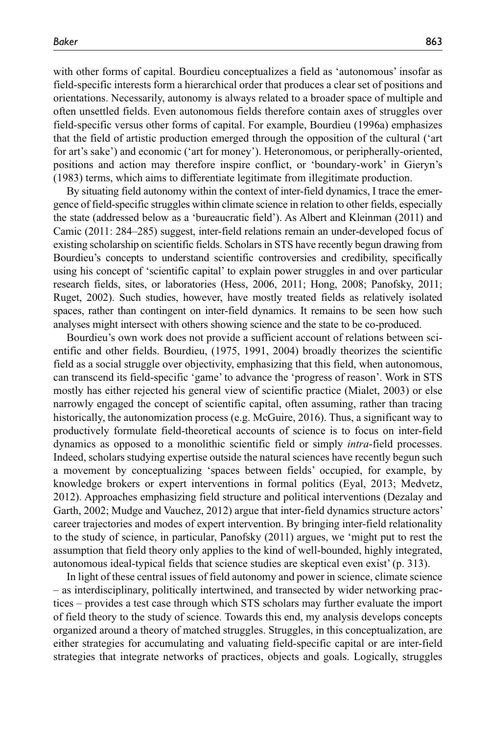with other forms of capital. Bourdieu conceptualizes a field as 'autonomous' insofar as field-specific interests form a hierarchical order that produces a clear set of positions and orientations. Necessarily, autonomy is always related to a broader space of multiple and often unsettled fields. Even autonomous fields therefore contain axes of struggles over field-specific versus other forms of capital. For example, Bourdieu (1996a) emphasizes that the field of artistic production emerged through the opposition of the cultural ('art for art's sake') and economic ('art for money'). Heteronomous, or peripherally-oriented, positions and action may therefore inspire conflict, or 'boundary-work' in Gieryn's (1983) terms, which aims to differentiate legitimate from illegitimate production.

By situating field autonomy within the context of inter-field dynamics, I trace the emergence of field-specific struggles within climate science in relation to other fields, especially the state (addressed below as a 'bureaucratic field'). As Albert and Kleinman (2011) and Camic (2011: 284–285) suggest, inter-field relations remain an under-developed focus of existing scholarship on scientific fields. Scholars in STS have recently begun drawing from Bourdieu's concepts to understand scientific controversies and credibility, specifically using his concept of 'scientific capital' to explain power struggles in and over particular research fields, sites, or laboratories (Hess, 2006, 2011; Hong, 2008; Panofsky, 2011; Ruget, 2002). Such studies, however, have mostly treated fields as relatively isolated spaces, rather than contingent on inter-field dynamics. It remains to be seen how such analyses might intersect with others showing science and the state to be co-produced.

Bourdieu's own work does not provide a sufficient account of relations between scientific and other fields. Bourdieu, (1975, 1991, 2004) broadly theorizes the scientific field as a social struggle over objectivity, emphasizing that this field, when autonomous, can transcend its field-specific 'game' to advance the 'progress of reason'. Work in STS mostly has either rejected his general view of scientific practice (Mialet, 2003) or else narrowly engaged the concept of scientific capital, often assuming, rather than tracing historically, the autonomization process (e.g. McGuire, 2016). Thus, a significant way to productively formulate field-theoretical accounts of science is to focus on inter-field dynamics as opposed to a monolithic scientific field or simply *intra*-field processes. Indeed, scholars studying expertise outside the natural sciences have recently begun such a movement by conceptualizing 'spaces between fields' occupied, for example, by knowledge brokers or expert interventions in formal politics (Eyal, 2013; Medvetz, 2012). Approaches emphasizing field structure and political interventions (Dezalay and Garth, 2002; Mudge and Vauchez, 2012) argue that inter-field dynamics structure actors' career trajectories and modes of expert intervention. By bringing inter-field relationality to the study of science, in particular, Panofsky (2011) argues, we 'might put to rest the assumption that field theory only applies to the kind of well-bounded, highly integrated, autonomous ideal-typical fields that science studies are skeptical even exist' (p. 313).

In light of these central issues of field autonomy and power in science, climate science – as interdisciplinary, politically intertwined, and transected by wider networking practices – provides a test case through which STS scholars may further evaluate the import of field theory to the study of science. Towards this end, my analysis develops concepts organized around a theory of matched struggles. Struggles, in this conceptualization, are either strategies for accumulating and valuating field-specific capital or are inter-field strategies that integrate networks of practices, objects and goals. Logically, struggles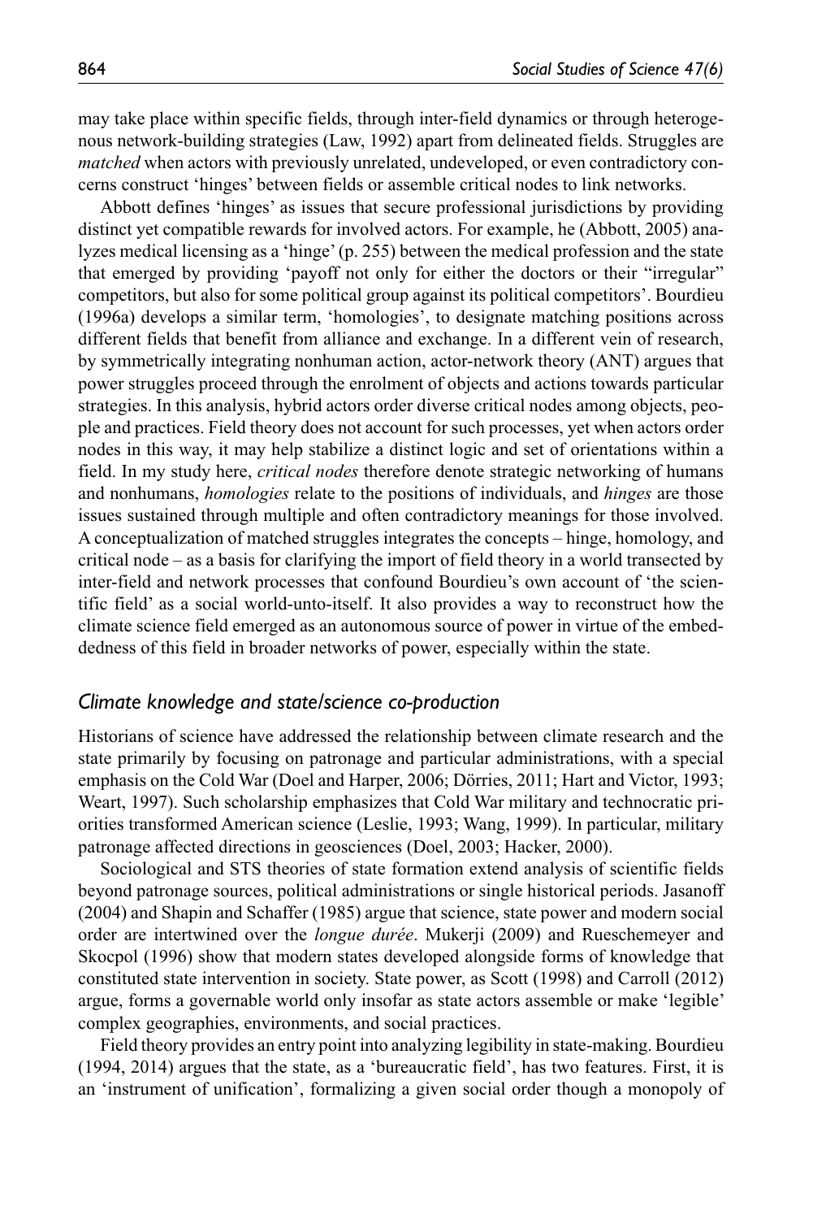may take place within specific fields, through inter-field dynamics or through heterogenous network-building strategies (Law, 1992) apart from delineated fields. Struggles are *matched* when actors with previously unrelated, undeveloped, or even contradictory concerns construct 'hinges' between fields or assemble critical nodes to link networks.

Abbott defines 'hinges' as issues that secure professional jurisdictions by providing distinct yet compatible rewards for involved actors. For example, he (Abbott, 2005) analyzes medical licensing as a 'hinge' (p. 255) between the medical profession and the state that emerged by providing 'payoff not only for either the doctors or their "irregular" competitors, but also for some political group against its political competitors'. Bourdieu (1996a) develops a similar term, 'homologies', to designate matching positions across different fields that benefit from alliance and exchange. In a different vein of research, by symmetrically integrating nonhuman action, actor-network theory (ANT) argues that power struggles proceed through the enrolment of objects and actions towards particular strategies. In this analysis, hybrid actors order diverse critical nodes among objects, people and practices. Field theory does not account for such processes, yet when actors order nodes in this way, it may help stabilize a distinct logic and set of orientations within a field. In my study here, *critical nodes* therefore denote strategic networking of humans and nonhumans, *homologies* relate to the positions of individuals, and *hinges* are those issues sustained through multiple and often contradictory meanings for those involved. A conceptualization of matched struggles integrates the concepts – hinge, homology, and critical node – as a basis for clarifying the import of field theory in a world transected by inter-field and network processes that confound Bourdieu's own account of 'the scientific field' as a social world-unto-itself. It also provides a way to reconstruct how the climate science field emerged as an autonomous source of power in virtue of the embeddedness of this field in broader networks of power, especially within the state.

## *Climate knowledge and state/science co-production*

Historians of science have addressed the relationship between climate research and the state primarily by focusing on patronage and particular administrations, with a special emphasis on the Cold War (Doel and Harper, 2006; Dörries, 2011; Hart and Victor, 1993; Weart, 1997). Such scholarship emphasizes that Cold War military and technocratic priorities transformed American science (Leslie, 1993; Wang, 1999). In particular, military patronage affected directions in geosciences (Doel, 2003; Hacker, 2000).

Sociological and STS theories of state formation extend analysis of scientific fields beyond patronage sources, political administrations or single historical periods. Jasanoff (2004) and Shapin and Schaffer (1985) argue that science, state power and modern social order are intertwined over the *longue durée*. Mukerji (2009) and Rueschemeyer and Skocpol (1996) show that modern states developed alongside forms of knowledge that constituted state intervention in society. State power, as Scott (1998) and Carroll (2012) argue, forms a governable world only insofar as state actors assemble or make 'legible' complex geographies, environments, and social practices.

Field theory provides an entry point into analyzing legibility in state-making. Bourdieu (1994, 2014) argues that the state, as a 'bureaucratic field', has two features. First, it is an 'instrument of unification', formalizing a given social order though a monopoly of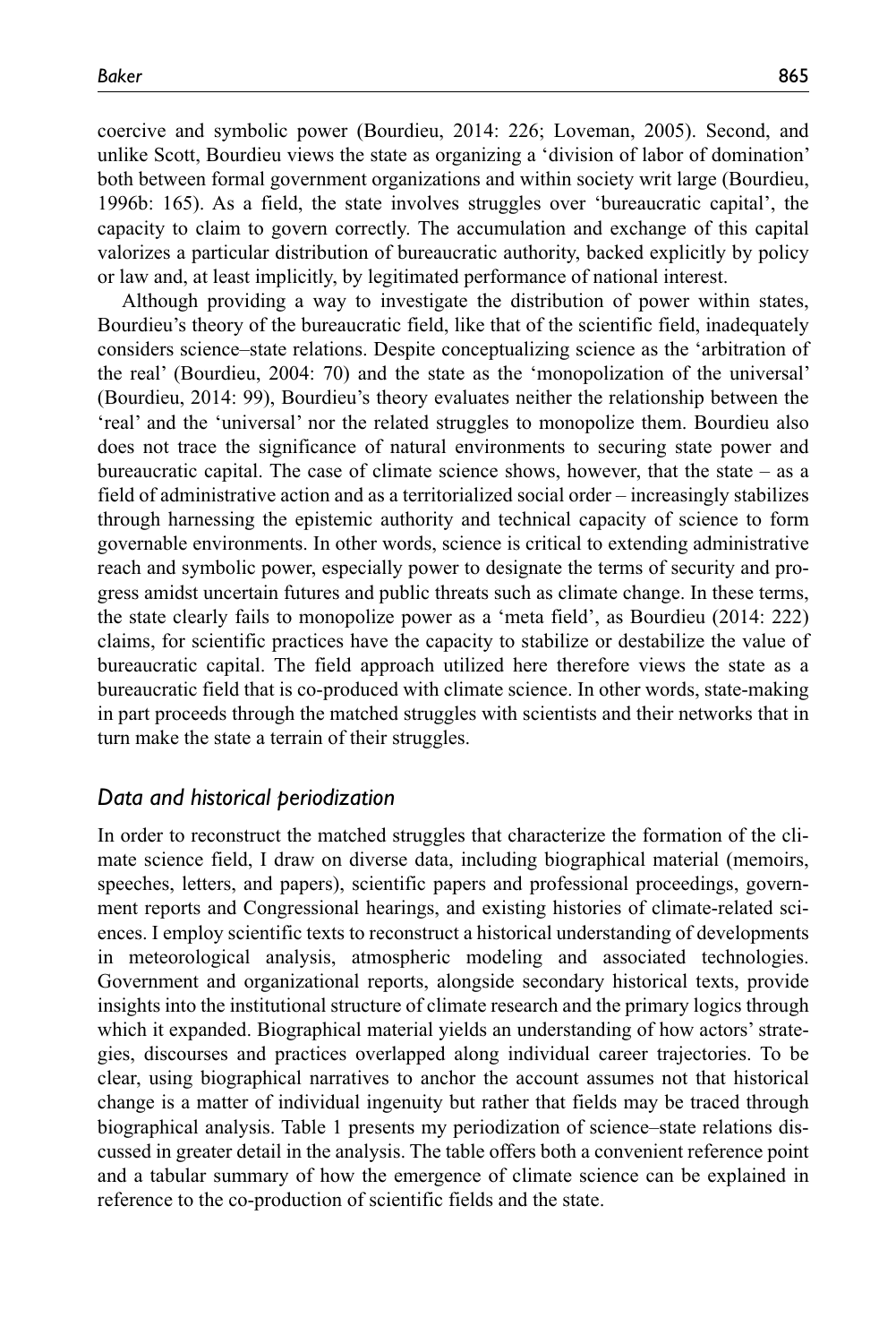coercive and symbolic power (Bourdieu, 2014: 226; Loveman, 2005). Second, and unlike Scott, Bourdieu views the state as organizing a 'division of labor of domination' both between formal government organizations and within society writ large (Bourdieu, 1996b: 165). As a field, the state involves struggles over 'bureaucratic capital', the capacity to claim to govern correctly. The accumulation and exchange of this capital valorizes a particular distribution of bureaucratic authority, backed explicitly by policy or law and, at least implicitly, by legitimated performance of national interest.

Although providing a way to investigate the distribution of power within states, Bourdieu's theory of the bureaucratic field, like that of the scientific field, inadequately considers science–state relations. Despite conceptualizing science as the 'arbitration of the real' (Bourdieu, 2004: 70) and the state as the 'monopolization of the universal' (Bourdieu, 2014: 99), Bourdieu's theory evaluates neither the relationship between the 'real' and the 'universal' nor the related struggles to monopolize them. Bourdieu also does not trace the significance of natural environments to securing state power and bureaucratic capital. The case of climate science shows, however, that the state – as a field of administrative action and as a territorialized social order – increasingly stabilizes through harnessing the epistemic authority and technical capacity of science to form governable environments. In other words, science is critical to extending administrative reach and symbolic power, especially power to designate the terms of security and progress amidst uncertain futures and public threats such as climate change. In these terms, the state clearly fails to monopolize power as a 'meta field', as Bourdieu (2014: 222) claims, for scientific practices have the capacity to stabilize or destabilize the value of bureaucratic capital. The field approach utilized here therefore views the state as a bureaucratic field that is co-produced with climate science. In other words, state-making in part proceeds through the matched struggles with scientists and their networks that in turn make the state a terrain of their struggles.

## *Data and historical periodization*

In order to reconstruct the matched struggles that characterize the formation of the climate science field, I draw on diverse data, including biographical material (memoirs, speeches, letters, and papers), scientific papers and professional proceedings, government reports and Congressional hearings, and existing histories of climate-related sciences. I employ scientific texts to reconstruct a historical understanding of developments in meteorological analysis, atmospheric modeling and associated technologies. Government and organizational reports, alongside secondary historical texts, provide insights into the institutional structure of climate research and the primary logics through which it expanded. Biographical material yields an understanding of how actors' strategies, discourses and practices overlapped along individual career trajectories. To be clear, using biographical narratives to anchor the account assumes not that historical change is a matter of individual ingenuity but rather that fields may be traced through biographical analysis. Table 1 presents my periodization of science–state relations discussed in greater detail in the analysis. The table offers both a convenient reference point and a tabular summary of how the emergence of climate science can be explained in reference to the co-production of scientific fields and the state.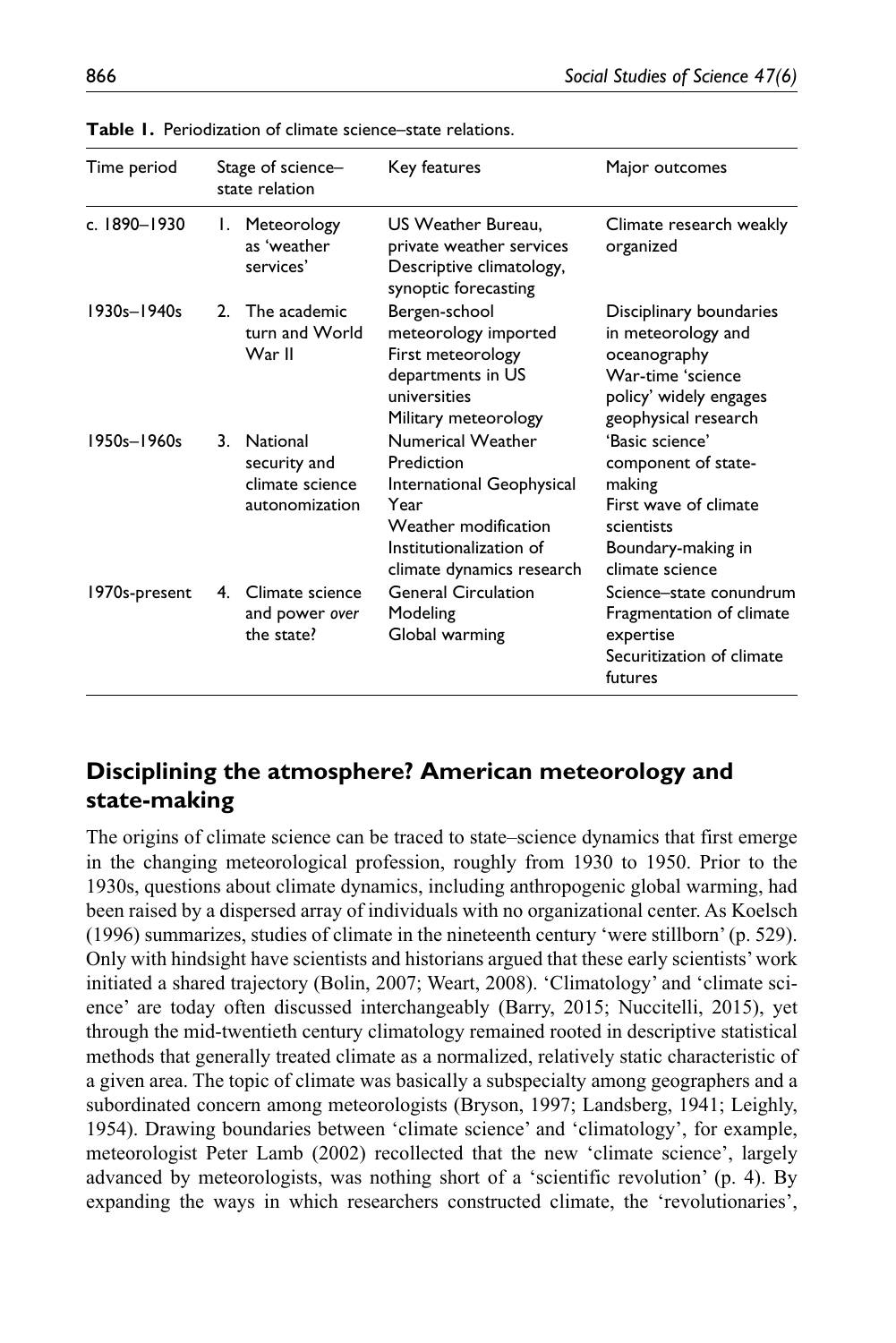**Table 1.** Periodization of climate science–state relations.

| Time period | Stage of science–state relation | Key features | Major outcomes |
|---|---|---|---|
| c. 1890–1930 | 1. Meteorology as 'weather services' | US Weather Bureau, private weather services<br>Descriptive climatology, synoptic forecasting | Climate research weakly organized |
| 1930s–1940s | 2. The academic turn and World War II | Bergen-school meteorology imported<br>First meteorology departments in US universities<br>Military meteorology | Disciplinary boundaries in meteorology and oceanography<br>War-time 'science policy' widely engages geophysical research |
| 1950s–1960s | 3. National security and climate science autonomization | Numerical Weather Prediction<br>International Geophysical Year<br>Weather modification<br>Institutionalization of climate dynamics research | 'Basic science' component of state-making<br>First wave of climate scientists<br>Boundary-making in climate science |
| 1970s-present | 4. Climate science and power *over* the state? | General Circulation Modeling<br>Global warming | Science–state conundrum<br>Fragmentation of climate expertise<br>Securitization of climate futures |

## Disciplining the atmosphere? American meteorology and state-making

The origins of climate science can be traced to state–science dynamics that first emerge in the changing meteorological profession, roughly from 1930 to 1950. Prior to the 1930s, questions about climate dynamics, including anthropogenic global warming, had been raised by a dispersed array of individuals with no organizational center. As Koelsch (1996) summarizes, studies of climate in the nineteenth century 'were stillborn' (p. 529). Only with hindsight have scientists and historians argued that these early scientists' work initiated a shared trajectory (Bolin, 2007; Weart, 2008). 'Climatology' and 'climate science' are today often discussed interchangeably (Barry, 2015; Nuccitelli, 2015), yet through the mid-twentieth century climatology remained rooted in descriptive statistical methods that generally treated climate as a normalized, relatively static characteristic of a given area. The topic of climate was basically a subspecialty among geographers and a subordinated concern among meteorologists (Bryson, 1997; Landsberg, 1941; Leighly, 1954). Drawing boundaries between 'climate science' and 'climatology', for example, meteorologist Peter Lamb (2002) recollected that the new 'climate science', largely advanced by meteorologists, was nothing short of a 'scientific revolution' (p. 4). By expanding the ways in which researchers constructed climate, the 'revolutionaries',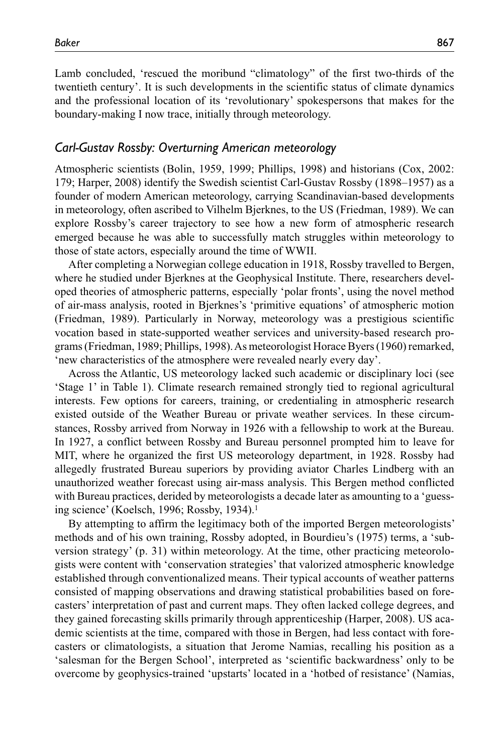Lamb concluded, 'rescued the moribund "climatology" of the first two-thirds of the twentieth century'. It is such developments in the scientific status of climate dynamics and the professional location of its 'revolutionary' spokespersons that makes for the boundary-making I now trace, initially through meteorology.

### *Carl-Gustav Rossby: Overturning American meteorology*

Atmospheric scientists (Bolin, 1959, 1999; Phillips, 1998) and historians (Cox, 2002: 179; Harper, 2008) identify the Swedish scientist Carl-Gustav Rossby (1898–1957) as a founder of modern American meteorology, carrying Scandinavian-based developments in meteorology, often ascribed to Vilhelm Bjerknes, to the US (Friedman, 1989). We can explore Rossby's career trajectory to see how a new form of atmospheric research emerged because he was able to successfully match struggles within meteorology to those of state actors, especially around the time of WWII.

After completing a Norwegian college education in 1918, Rossby travelled to Bergen, where he studied under Bjerknes at the Geophysical Institute. There, researchers developed theories of atmospheric patterns, especially 'polar fronts', using the novel method of air-mass analysis, rooted in Bjerknes's 'primitive equations' of atmospheric motion (Friedman, 1989). Particularly in Norway, meteorology was a prestigious scientific vocation based in state-supported weather services and university-based research programs (Friedman, 1989; Phillips, 1998). As meteorologist Horace Byers (1960) remarked, 'new characteristics of the atmosphere were revealed nearly every day'.

Across the Atlantic, US meteorology lacked such academic or disciplinary loci (see 'Stage 1' in Table 1). Climate research remained strongly tied to regional agricultural interests. Few options for careers, training, or credentialing in atmospheric research existed outside of the Weather Bureau or private weather services. In these circumstances, Rossby arrived from Norway in 1926 with a fellowship to work at the Bureau. In 1927, a conflict between Rossby and Bureau personnel prompted him to leave for MIT, where he organized the first US meteorology department, in 1928. Rossby had allegedly frustrated Bureau superiors by providing aviator Charles Lindberg with an unauthorized weather forecast using air-mass analysis. This Bergen method conflicted with Bureau practices, derided by meteorologists a decade later as amounting to a 'guessing science' (Koelsch, 1996; Rossby, 1934).[1]

By attempting to affirm the legitimacy both of the imported Bergen meteorologists' methods and of his own training, Rossby adopted, in Bourdieu's (1975) terms, a 'subversion strategy' (p. 31) within meteorology. At the time, other practicing meteorologists were content with 'conservation strategies' that valorized atmospheric knowledge established through conventionalized means. Their typical accounts of weather patterns consisted of mapping observations and drawing statistical probabilities based on forecasters' interpretation of past and current maps. They often lacked college degrees, and they gained forecasting skills primarily through apprenticeship (Harper, 2008). US academic scientists at the time, compared with those in Bergen, had less contact with forecasters or climatologists, a situation that Jerome Namias, recalling his position as a 'salesman for the Bergen School', interpreted as 'scientific backwardness' only to be overcome by geophysics-trained 'upstarts' located in a 'hotbed of resistance' (Namias,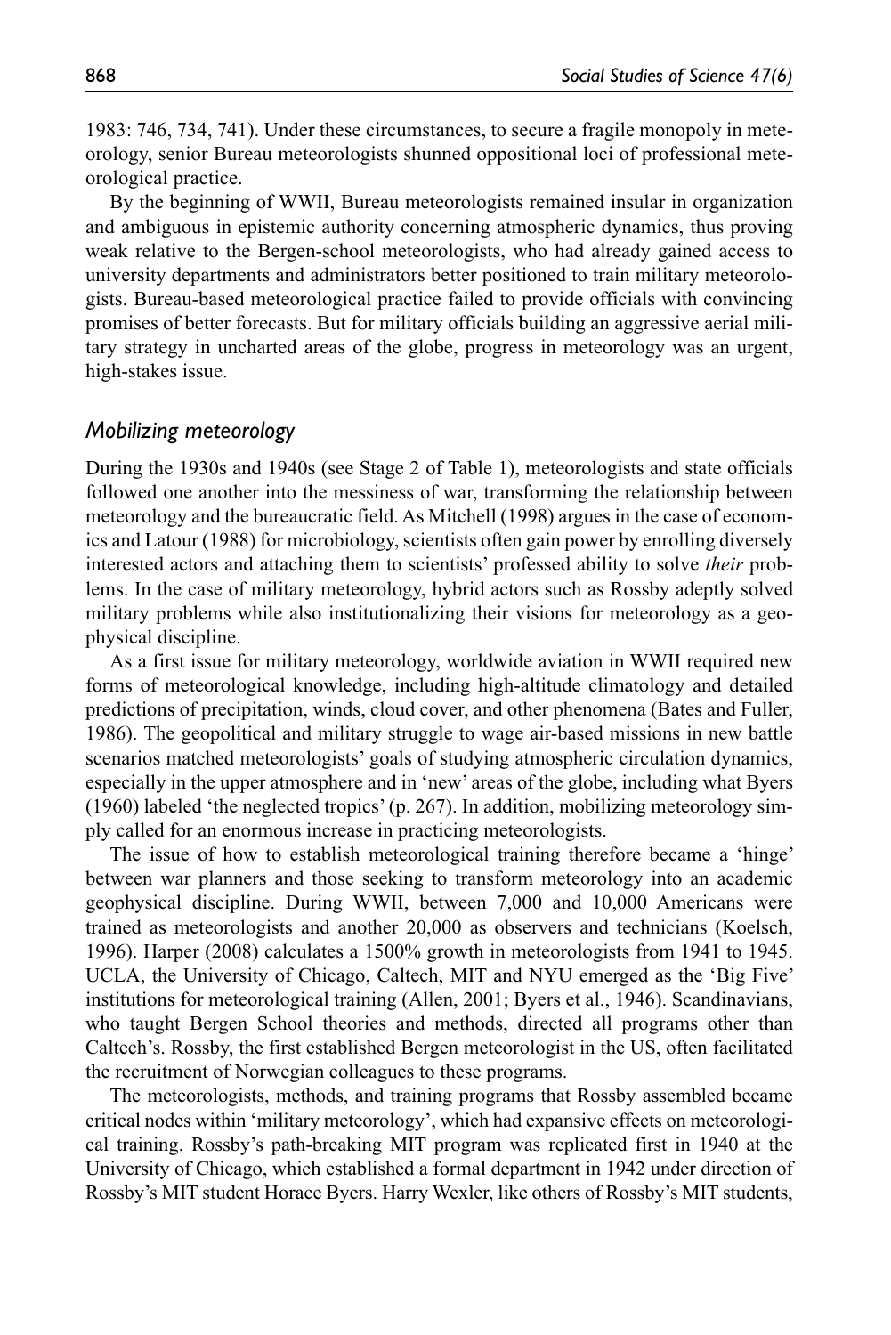1983: 746, 734, 741). Under these circumstances, to secure a fragile monopoly in meteorology, senior Bureau meteorologists shunned oppositional loci of professional meteorological practice.

By the beginning of WWII, Bureau meteorologists remained insular in organization and ambiguous in epistemic authority concerning atmospheric dynamics, thus proving weak relative to the Bergen-school meteorologists, who had already gained access to university departments and administrators better positioned to train military meteorologists. Bureau-based meteorological practice failed to provide officials with convincing promises of better forecasts. But for military officials building an aggressive aerial military strategy in uncharted areas of the globe, progress in meteorology was an urgent, high-stakes issue.

## *Mobilizing meteorology*

During the 1930s and 1940s (see Stage 2 of Table 1), meteorologists and state officials followed one another into the messiness of war, transforming the relationship between meteorology and the bureaucratic field. As Mitchell (1998) argues in the case of economics and Latour (1988) for microbiology, scientists often gain power by enrolling diversely interested actors and attaching them to scientists' professed ability to solve *their* problems. In the case of military meteorology, hybrid actors such as Rossby adeptly solved military problems while also institutionalizing their visions for meteorology as a geophysical discipline.

As a first issue for military meteorology, worldwide aviation in WWII required new forms of meteorological knowledge, including high-altitude climatology and detailed predictions of precipitation, winds, cloud cover, and other phenomena (Bates and Fuller, 1986). The geopolitical and military struggle to wage air-based missions in new battle scenarios matched meteorologists' goals of studying atmospheric circulation dynamics, especially in the upper atmosphere and in 'new' areas of the globe, including what Byers (1960) labeled 'the neglected tropics' (p. 267). In addition, mobilizing meteorology simply called for an enormous increase in practicing meteorologists.

The issue of how to establish meteorological training therefore became a 'hinge' between war planners and those seeking to transform meteorology into an academic geophysical discipline. During WWII, between 7,000 and 10,000 Americans were trained as meteorologists and another 20,000 as observers and technicians (Koelsch, 1996). Harper (2008) calculates a 1500% growth in meteorologists from 1941 to 1945. UCLA, the University of Chicago, Caltech, MIT and NYU emerged as the 'Big Five' institutions for meteorological training (Allen, 2001; Byers et al., 1946). Scandinavians, who taught Bergen School theories and methods, directed all programs other than Caltech's. Rossby, the first established Bergen meteorologist in the US, often facilitated the recruitment of Norwegian colleagues to these programs.

The meteorologists, methods, and training programs that Rossby assembled became critical nodes within 'military meteorology', which had expansive effects on meteorological training. Rossby's path-breaking MIT program was replicated first in 1940 at the University of Chicago, which established a formal department in 1942 under direction of Rossby's MIT student Horace Byers. Harry Wexler, like others of Rossby's MIT students,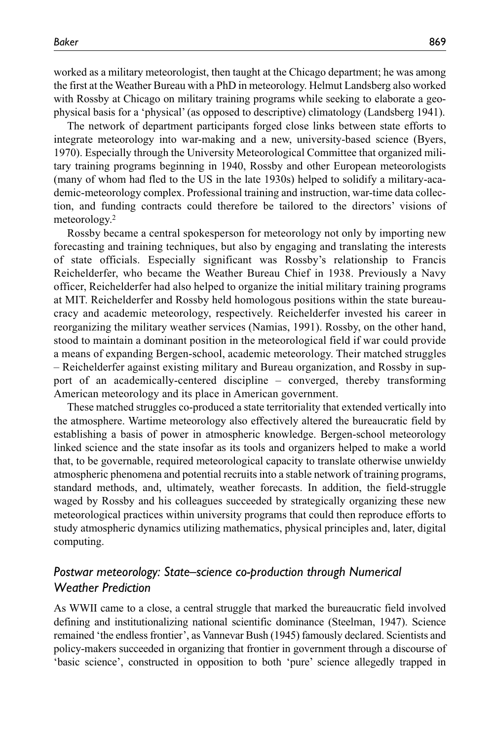worked as a military meteorologist, then taught at the Chicago department; he was among the first at the Weather Bureau with a PhD in meteorology. Helmut Landsberg also worked with Rossby at Chicago on military training programs while seeking to elaborate a geophysical basis for a 'physical' (as opposed to descriptive) climatology (Landsberg 1941).

The network of department participants forged close links between state efforts to integrate meteorology into war-making and a new, university-based science (Byers, 1970). Especially through the University Meteorological Committee that organized military training programs beginning in 1940, Rossby and other European meteorologists (many of whom had fled to the US in the late 1930s) helped to solidify a military-academic-meteorology complex. Professional training and instruction, war-time data collection, and funding contracts could therefore be tailored to the directors' visions of meteorology.[2]

Rossby became a central spokesperson for meteorology not only by importing new forecasting and training techniques, but also by engaging and translating the interests of state officials. Especially significant was Rossby's relationship to Francis Reichelderfer, who became the Weather Bureau Chief in 1938. Previously a Navy officer, Reichelderfer had also helped to organize the initial military training programs at MIT. Reichelderfer and Rossby held homologous positions within the state bureaucracy and academic meteorology, respectively. Reichelderfer invested his career in reorganizing the military weather services (Namias, 1991). Rossby, on the other hand, stood to maintain a dominant position in the meteorological field if war could provide a means of expanding Bergen-school, academic meteorology. Their matched struggles – Reichelderfer against existing military and Bureau organization, and Rossby in support of an academically-centered discipline – converged, thereby transforming American meteorology and its place in American government.

These matched struggles co-produced a state territoriality that extended vertically into the atmosphere. Wartime meteorology also effectively altered the bureaucratic field by establishing a basis of power in atmospheric knowledge. Bergen-school meteorology linked science and the state insofar as its tools and organizers helped to make a world that, to be governable, required meteorological capacity to translate otherwise unwieldy atmospheric phenomena and potential recruits into a stable network of training programs, standard methods, and, ultimately, weather forecasts. In addition, the field-struggle waged by Rossby and his colleagues succeeded by strategically organizing these new meteorological practices within university programs that could then reproduce efforts to study atmospheric dynamics utilizing mathematics, physical principles and, later, digital computing.

## *Postwar meteorology: State–science co-production through Numerical Weather Prediction*

As WWII came to a close, a central struggle that marked the bureaucratic field involved defining and institutionalizing national scientific dominance (Steelman, 1947). Science remained 'the endless frontier', as Vannevar Bush (1945) famously declared. Scientists and policy-makers succeeded in organizing that frontier in government through a discourse of 'basic science', constructed in opposition to both 'pure' science allegedly trapped in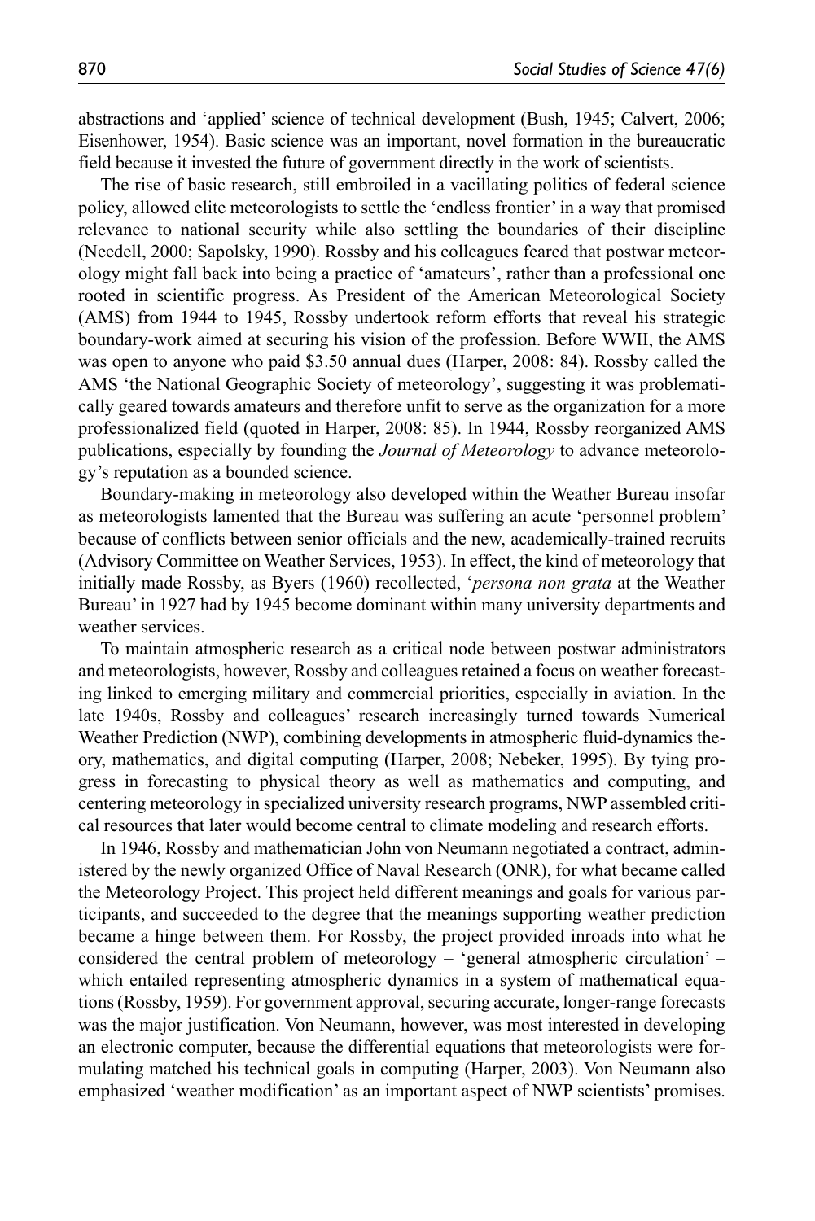abstractions and 'applied' science of technical development (Bush, 1945; Calvert, 2006; Eisenhower, 1954). Basic science was an important, novel formation in the bureaucratic field because it invested the future of government directly in the work of scientists.

The rise of basic research, still embroiled in a vacillating politics of federal science policy, allowed elite meteorologists to settle the 'endless frontier' in a way that promised relevance to national security while also settling the boundaries of their discipline (Needell, 2000; Sapolsky, 1990). Rossby and his colleagues feared that postwar meteorology might fall back into being a practice of 'amateurs', rather than a professional one rooted in scientific progress. As President of the American Meteorological Society (AMS) from 1944 to 1945, Rossby undertook reform efforts that reveal his strategic boundary-work aimed at securing his vision of the profession. Before WWII, the AMS was open to anyone who paid $3.50 annual dues (Harper, 2008: 84). Rossby called the AMS 'the National Geographic Society of meteorology', suggesting it was problematically geared towards amateurs and therefore unfit to serve as the organization for a more professionalized field (quoted in Harper, 2008: 85). In 1944, Rossby reorganized AMS publications, especially by founding the *Journal of Meteorology* to advance meteorology's reputation as a bounded science.

Boundary-making in meteorology also developed within the Weather Bureau insofar as meteorologists lamented that the Bureau was suffering an acute 'personnel problem' because of conflicts between senior officials and the new, academically-trained recruits (Advisory Committee on Weather Services, 1953). In effect, the kind of meteorology that initially made Rossby, as Byers (1960) recollected, '*persona non grata* at the Weather Bureau' in 1927 had by 1945 become dominant within many university departments and weather services.

To maintain atmospheric research as a critical node between postwar administrators and meteorologists, however, Rossby and colleagues retained a focus on weather forecasting linked to emerging military and commercial priorities, especially in aviation. In the late 1940s, Rossby and colleagues' research increasingly turned towards Numerical Weather Prediction (NWP), combining developments in atmospheric fluid-dynamics theory, mathematics, and digital computing (Harper, 2008; Nebeker, 1995). By tying progress in forecasting to physical theory as well as mathematics and computing, and centering meteorology in specialized university research programs, NWP assembled critical resources that later would become central to climate modeling and research efforts.

In 1946, Rossby and mathematician John von Neumann negotiated a contract, administered by the newly organized Office of Naval Research (ONR), for what became called the Meteorology Project. This project held different meanings and goals for various participants, and succeeded to the degree that the meanings supporting weather prediction became a hinge between them. For Rossby, the project provided inroads into what he considered the central problem of meteorology – 'general atmospheric circulation' – which entailed representing atmospheric dynamics in a system of mathematical equations (Rossby, 1959). For government approval, securing accurate, longer-range forecasts was the major justification. Von Neumann, however, was most interested in developing an electronic computer, because the differential equations that meteorologists were formulating matched his technical goals in computing (Harper, 2003). Von Neumann also emphasized 'weather modification' as an important aspect of NWP scientists' promises.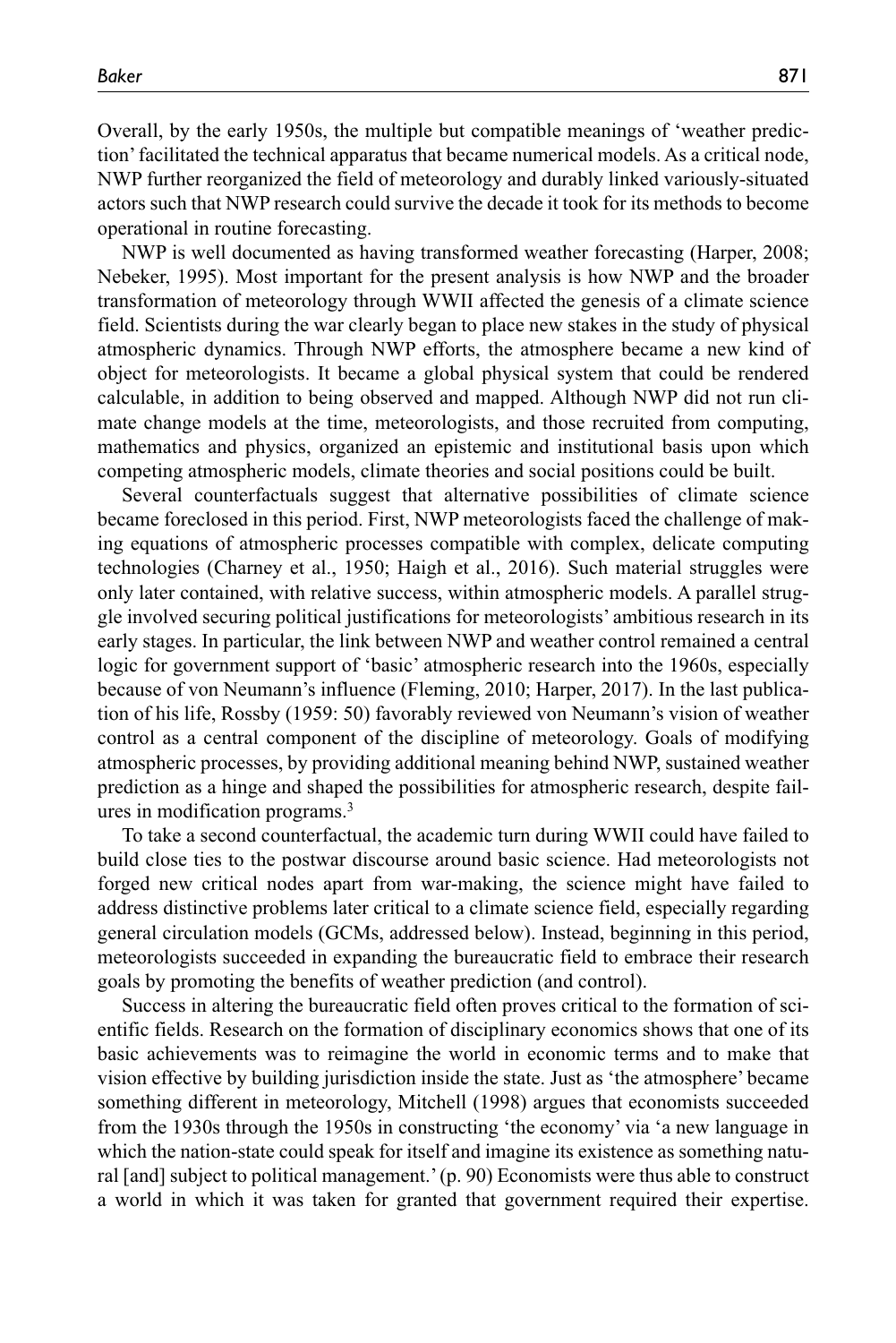Overall, by the early 1950s, the multiple but compatible meanings of 'weather prediction' facilitated the technical apparatus that became numerical models. As a critical node, NWP further reorganized the field of meteorology and durably linked variously-situated actors such that NWP research could survive the decade it took for its methods to become operational in routine forecasting.

NWP is well documented as having transformed weather forecasting (Harper, 2008; Nebeker, 1995). Most important for the present analysis is how NWP and the broader transformation of meteorology through WWII affected the genesis of a climate science field. Scientists during the war clearly began to place new stakes in the study of physical atmospheric dynamics. Through NWP efforts, the atmosphere became a new kind of object for meteorologists. It became a global physical system that could be rendered calculable, in addition to being observed and mapped. Although NWP did not run climate change models at the time, meteorologists, and those recruited from computing, mathematics and physics, organized an epistemic and institutional basis upon which competing atmospheric models, climate theories and social positions could be built.

Several counterfactuals suggest that alternative possibilities of climate science became foreclosed in this period. First, NWP meteorologists faced the challenge of making equations of atmospheric processes compatible with complex, delicate computing technologies (Charney et al., 1950; Haigh et al., 2016). Such material struggles were only later contained, with relative success, within atmospheric models. A parallel struggle involved securing political justifications for meteorologists' ambitious research in its early stages. In particular, the link between NWP and weather control remained a central logic for government support of 'basic' atmospheric research into the 1960s, especially because of von Neumann's influence (Fleming, 2010; Harper, 2017). In the last publication of his life, Rossby (1959: 50) favorably reviewed von Neumann's vision of weather control as a central component of the discipline of meteorology. Goals of modifying atmospheric processes, by providing additional meaning behind NWP, sustained weather prediction as a hinge and shaped the possibilities for atmospheric research, despite failures in modification programs.[3]

To take a second counterfactual, the academic turn during WWII could have failed to build close ties to the postwar discourse around basic science. Had meteorologists not forged new critical nodes apart from war-making, the science might have failed to address distinctive problems later critical to a climate science field, especially regarding general circulation models (GCMs, addressed below). Instead, beginning in this period, meteorologists succeeded in expanding the bureaucratic field to embrace their research goals by promoting the benefits of weather prediction (and control).

Success in altering the bureaucratic field often proves critical to the formation of scientific fields. Research on the formation of disciplinary economics shows that one of its basic achievements was to reimagine the world in economic terms and to make that vision effective by building jurisdiction inside the state. Just as 'the atmosphere' became something different in meteorology, Mitchell (1998) argues that economists succeeded from the 1930s through the 1950s in constructing 'the economy' via 'a new language in which the nation-state could speak for itself and imagine its existence as something natural [and] subject to political management.' (p. 90) Economists were thus able to construct a world in which it was taken for granted that government required their expertise.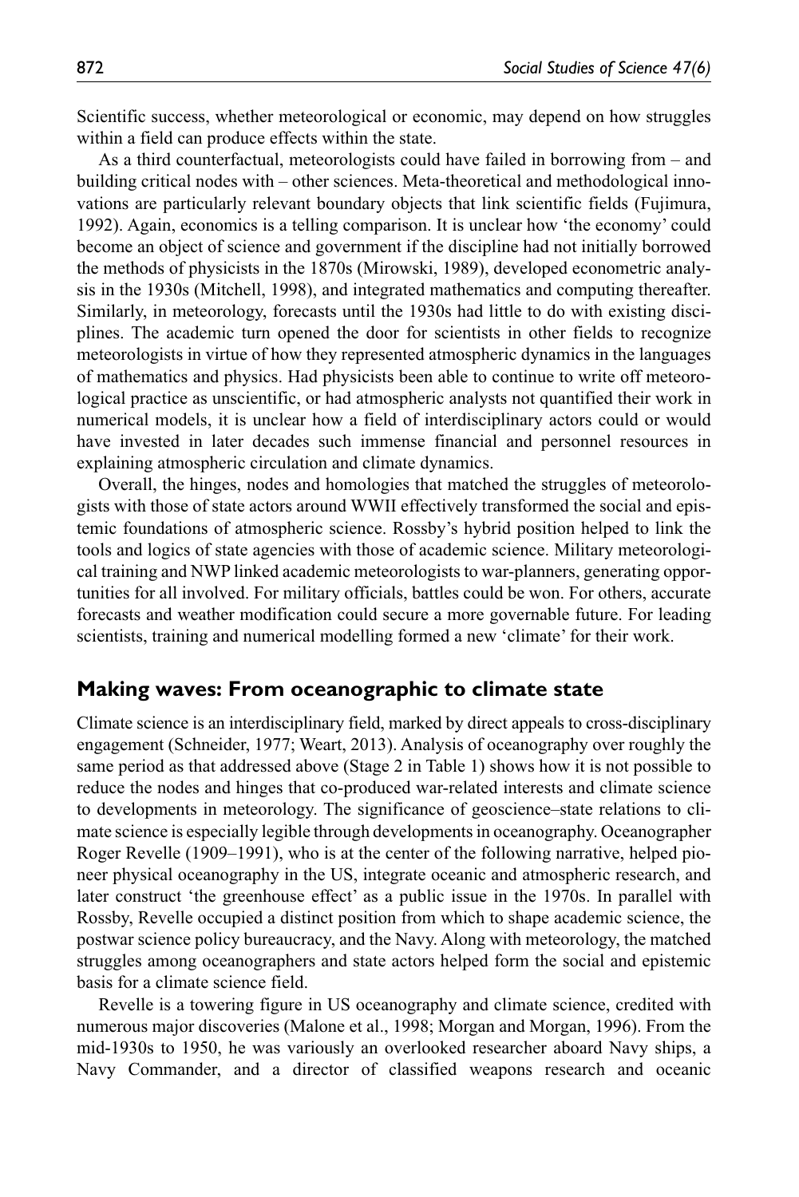Scientific success, whether meteorological or economic, may depend on how struggles within a field can produce effects within the state.

As a third counterfactual, meteorologists could have failed in borrowing from – and building critical nodes with – other sciences. Meta-theoretical and methodological innovations are particularly relevant boundary objects that link scientific fields (Fujimura, 1992). Again, economics is a telling comparison. It is unclear how 'the economy' could become an object of science and government if the discipline had not initially borrowed the methods of physicists in the 1870s (Mirowski, 1989), developed econometric analysis in the 1930s (Mitchell, 1998), and integrated mathematics and computing thereafter. Similarly, in meteorology, forecasts until the 1930s had little to do with existing disciplines. The academic turn opened the door for scientists in other fields to recognize meteorologists in virtue of how they represented atmospheric dynamics in the languages of mathematics and physics. Had physicists been able to continue to write off meteorological practice as unscientific, or had atmospheric analysts not quantified their work in numerical models, it is unclear how a field of interdisciplinary actors could or would have invested in later decades such immense financial and personnel resources in explaining atmospheric circulation and climate dynamics.

Overall, the hinges, nodes and homologies that matched the struggles of meteorologists with those of state actors around WWII effectively transformed the social and epistemic foundations of atmospheric science. Rossby's hybrid position helped to link the tools and logics of state agencies with those of academic science. Military meteorological training and NWP linked academic meteorologists to war-planners, generating opportunities for all involved. For military officials, battles could be won. For others, accurate forecasts and weather modification could secure a more governable future. For leading scientists, training and numerical modelling formed a new 'climate' for their work.

## Making waves: From oceanographic to climate state

Climate science is an interdisciplinary field, marked by direct appeals to cross-disciplinary engagement (Schneider, 1977; Weart, 2013). Analysis of oceanography over roughly the same period as that addressed above (Stage 2 in Table 1) shows how it is not possible to reduce the nodes and hinges that co-produced war-related interests and climate science to developments in meteorology. The significance of geoscience–state relations to climate science is especially legible through developments in oceanography. Oceanographer Roger Revelle (1909–1991), who is at the center of the following narrative, helped pioneer physical oceanography in the US, integrate oceanic and atmospheric research, and later construct 'the greenhouse effect' as a public issue in the 1970s. In parallel with Rossby, Revelle occupied a distinct position from which to shape academic science, the postwar science policy bureaucracy, and the Navy. Along with meteorology, the matched struggles among oceanographers and state actors helped form the social and epistemic basis for a climate science field.

Revelle is a towering figure in US oceanography and climate science, credited with numerous major discoveries (Malone et al., 1998; Morgan and Morgan, 1996). From the mid-1930s to 1950, he was variously an overlooked researcher aboard Navy ships, a Navy Commander, and a director of classified weapons research and oceanic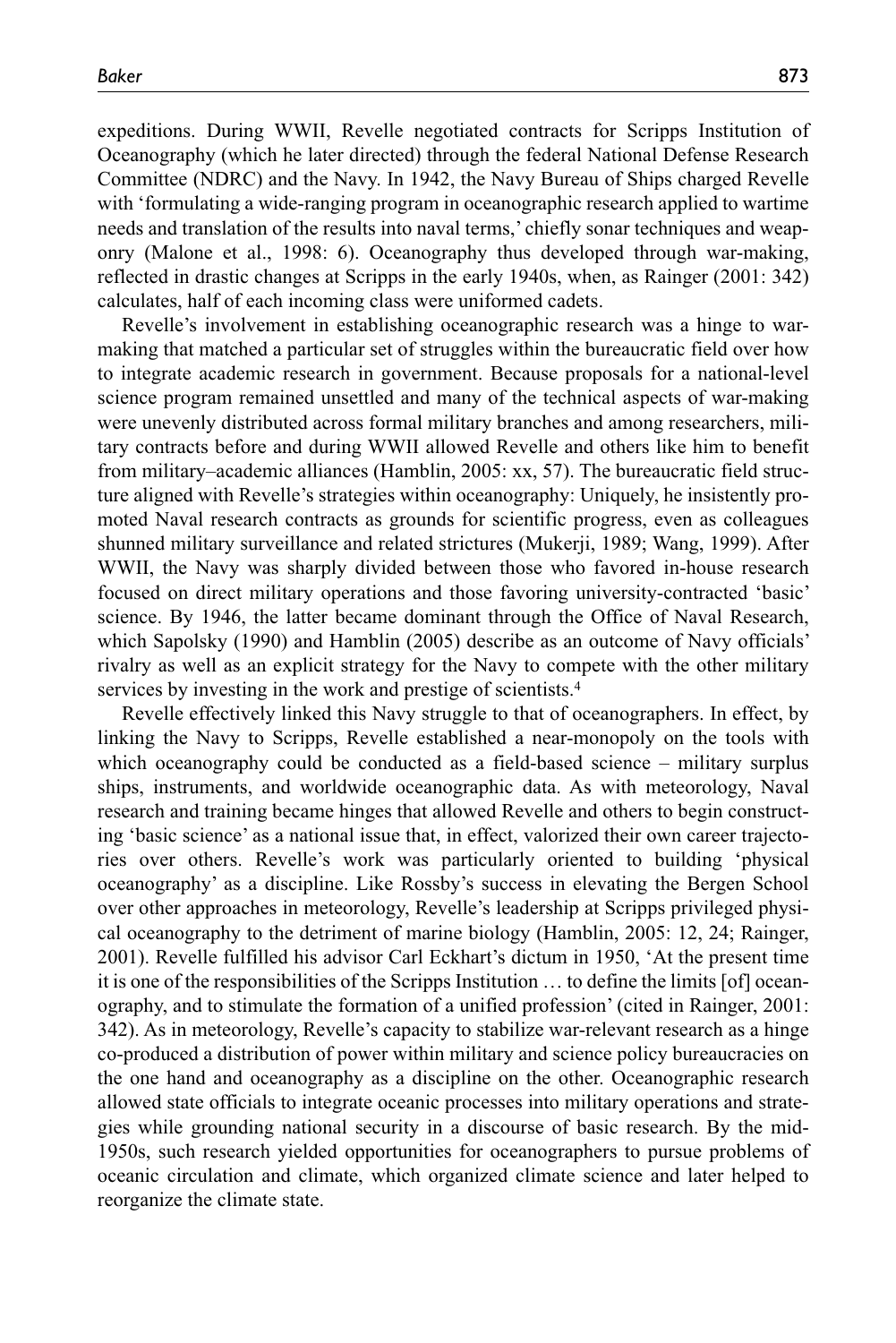expeditions. During WWII, Revelle negotiated contracts for Scripps Institution of Oceanography (which he later directed) through the federal National Defense Research Committee (NDRC) and the Navy. In 1942, the Navy Bureau of Ships charged Revelle with 'formulating a wide-ranging program in oceanographic research applied to wartime needs and translation of the results into naval terms,' chiefly sonar techniques and weaponry (Malone et al., 1998: 6). Oceanography thus developed through war-making, reflected in drastic changes at Scripps in the early 1940s, when, as Rainger (2001: 342) calculates, half of each incoming class were uniformed cadets.

Revelle's involvement in establishing oceanographic research was a hinge to war-making that matched a particular set of struggles within the bureaucratic field over how to integrate academic research in government. Because proposals for a national-level science program remained unsettled and many of the technical aspects of war-making were unevenly distributed across formal military branches and among researchers, military contracts before and during WWII allowed Revelle and others like him to benefit from military–academic alliances (Hamblin, 2005: xx, 57). The bureaucratic field structure aligned with Revelle's strategies within oceanography: Uniquely, he insistently promoted Naval research contracts as grounds for scientific progress, even as colleagues shunned military surveillance and related strictures (Mukerji, 1989; Wang, 1999). After WWII, the Navy was sharply divided between those who favored in-house research focused on direct military operations and those favoring university-contracted 'basic' science. By 1946, the latter became dominant through the Office of Naval Research, which Sapolsky (1990) and Hamblin (2005) describe as an outcome of Navy officials' rivalry as well as an explicit strategy for the Navy to compete with the other military services by investing in the work and prestige of scientists.[4]

Revelle effectively linked this Navy struggle to that of oceanographers. In effect, by linking the Navy to Scripps, Revelle established a near-monopoly on the tools with which oceanography could be conducted as a field-based science – military surplus ships, instruments, and worldwide oceanographic data. As with meteorology, Naval research and training became hinges that allowed Revelle and others to begin constructing 'basic science' as a national issue that, in effect, valorized their own career trajectories over others. Revelle's work was particularly oriented to building 'physical oceanography' as a discipline. Like Rossby's success in elevating the Bergen School over other approaches in meteorology, Revelle's leadership at Scripps privileged physical oceanography to the detriment of marine biology (Hamblin, 2005: 12, 24; Rainger, 2001). Revelle fulfilled his advisor Carl Eckhart's dictum in 1950, 'At the present time it is one of the responsibilities of the Scripps Institution … to define the limits [of] oceanography, and to stimulate the formation of a unified profession' (cited in Rainger, 2001: 342). As in meteorology, Revelle's capacity to stabilize war-relevant research as a hinge co-produced a distribution of power within military and science policy bureaucracies on the one hand and oceanography as a discipline on the other. Oceanographic research allowed state officials to integrate oceanic processes into military operations and strategies while grounding national security in a discourse of basic research. By the mid-1950s, such research yielded opportunities for oceanographers to pursue problems of oceanic circulation and climate, which organized climate science and later helped to reorganize the climate state.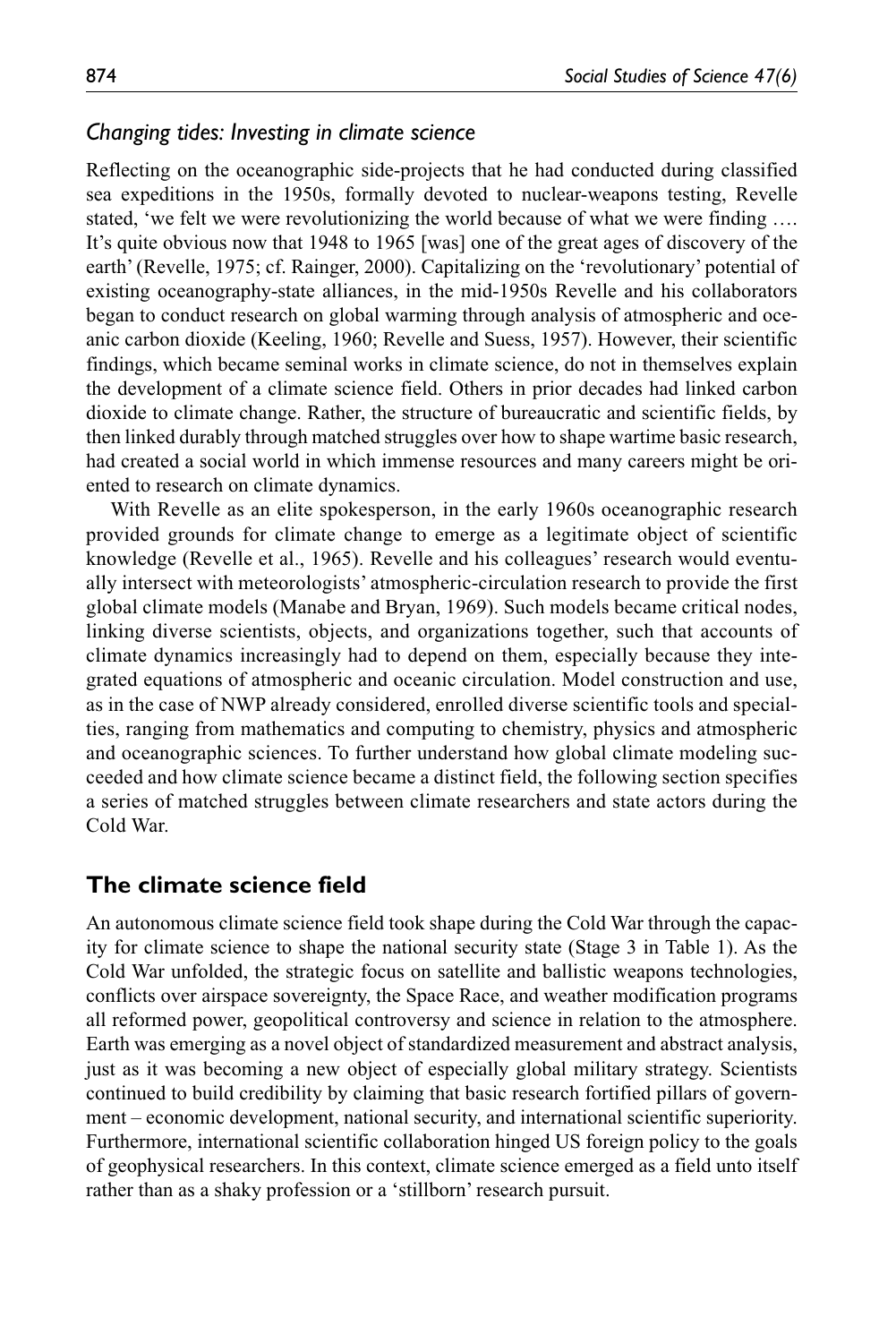### *Changing tides: Investing in climate science*

Reflecting on the oceanographic side-projects that he had conducted during classified sea expeditions in the 1950s, formally devoted to nuclear-weapons testing, Revelle stated, 'we felt we were revolutionizing the world because of what we were finding …. It's quite obvious now that 1948 to 1965 [was] one of the great ages of discovery of the earth' (Revelle, 1975; cf. Rainger, 2000). Capitalizing on the 'revolutionary' potential of existing oceanography-state alliances, in the mid-1950s Revelle and his collaborators began to conduct research on global warming through analysis of atmospheric and oceanic carbon dioxide (Keeling, 1960; Revelle and Suess, 1957). However, their scientific findings, which became seminal works in climate science, do not in themselves explain the development of a climate science field. Others in prior decades had linked carbon dioxide to climate change. Rather, the structure of bureaucratic and scientific fields, by then linked durably through matched struggles over how to shape wartime basic research, had created a social world in which immense resources and many careers might be oriented to research on climate dynamics.

With Revelle as an elite spokesperson, in the early 1960s oceanographic research provided grounds for climate change to emerge as a legitimate object of scientific knowledge (Revelle et al., 1965). Revelle and his colleagues' research would eventually intersect with meteorologists' atmospheric-circulation research to provide the first global climate models (Manabe and Bryan, 1969). Such models became critical nodes, linking diverse scientists, objects, and organizations together, such that accounts of climate dynamics increasingly had to depend on them, especially because they integrated equations of atmospheric and oceanic circulation. Model construction and use, as in the case of NWP already considered, enrolled diverse scientific tools and specialties, ranging from mathematics and computing to chemistry, physics and atmospheric and oceanographic sciences. To further understand how global climate modeling succeeded and how climate science became a distinct field, the following section specifies a series of matched struggles between climate researchers and state actors during the Cold War.

## The climate science field

An autonomous climate science field took shape during the Cold War through the capacity for climate science to shape the national security state (Stage 3 in Table 1). As the Cold War unfolded, the strategic focus on satellite and ballistic weapons technologies, conflicts over airspace sovereignty, the Space Race, and weather modification programs all reformed power, geopolitical controversy and science in relation to the atmosphere. Earth was emerging as a novel object of standardized measurement and abstract analysis, just as it was becoming a new object of especially global military strategy. Scientists continued to build credibility by claiming that basic research fortified pillars of government – economic development, national security, and international scientific superiority. Furthermore, international scientific collaboration hinged US foreign policy to the goals of geophysical researchers. In this context, climate science emerged as a field unto itself rather than as a shaky profession or a 'stillborn' research pursuit.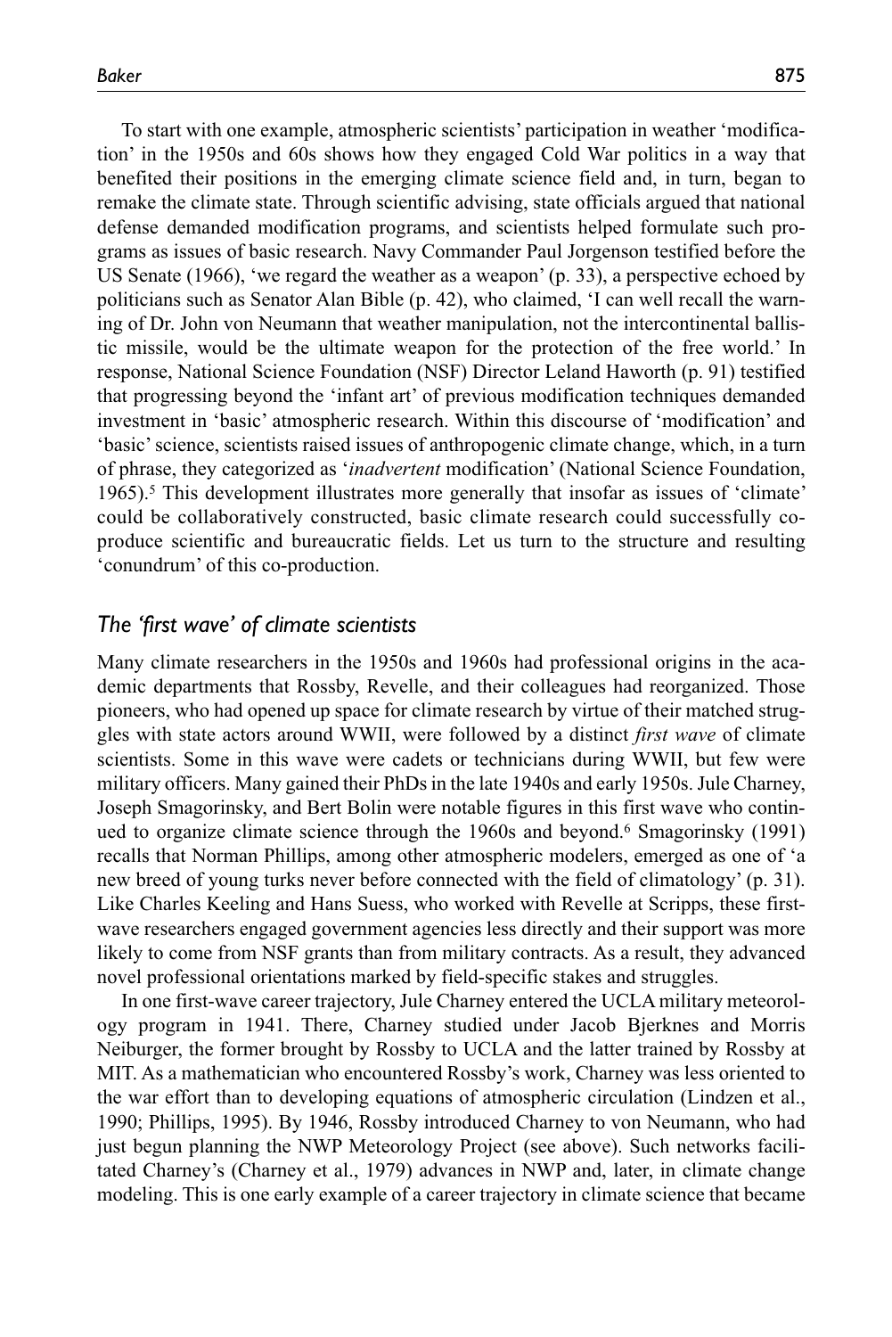To start with one example, atmospheric scientists' participation in weather 'modification' in the 1950s and 60s shows how they engaged Cold War politics in a way that benefited their positions in the emerging climate science field and, in turn, began to remake the climate state. Through scientific advising, state officials argued that national defense demanded modification programs, and scientists helped formulate such programs as issues of basic research. Navy Commander Paul Jorgenson testified before the US Senate (1966), 'we regard the weather as a weapon' (p. 33), a perspective echoed by politicians such as Senator Alan Bible (p. 42), who claimed, 'I can well recall the warning of Dr. John von Neumann that weather manipulation, not the intercontinental ballistic missile, would be the ultimate weapon for the protection of the free world.' In response, National Science Foundation (NSF) Director Leland Haworth (p. 91) testified that progressing beyond the 'infant art' of previous modification techniques demanded investment in 'basic' atmospheric research. Within this discourse of 'modification' and 'basic' science, scientists raised issues of anthropogenic climate change, which, in a turn of phrase, they categorized as '*inadvertent* modification' (National Science Foundation, 1965).[5] This development illustrates more generally that insofar as issues of 'climate' could be collaboratively constructed, basic climate research could successfully co-produce scientific and bureaucratic fields. Let us turn to the structure and resulting 'conundrum' of this co-production.

## *The 'first wave' of climate scientists*

Many climate researchers in the 1950s and 1960s had professional origins in the academic departments that Rossby, Revelle, and their colleagues had reorganized. Those pioneers, who had opened up space for climate research by virtue of their matched struggles with state actors around WWII, were followed by a distinct *first wave* of climate scientists. Some in this wave were cadets or technicians during WWII, but few were military officers. Many gained their PhDs in the late 1940s and early 1950s. Jule Charney, Joseph Smagorinsky, and Bert Bolin were notable figures in this first wave who continued to organize climate science through the 1960s and beyond.[6] Smagorinsky (1991) recalls that Norman Phillips, among other atmospheric modelers, emerged as one of 'a new breed of young turks never before connected with the field of climatology' (p. 31). Like Charles Keeling and Hans Suess, who worked with Revelle at Scripps, these first-wave researchers engaged government agencies less directly and their support was more likely to come from NSF grants than from military contracts. As a result, they advanced novel professional orientations marked by field-specific stakes and struggles.

In one first-wave career trajectory, Jule Charney entered the UCLA military meteorology program in 1941. There, Charney studied under Jacob Bjerknes and Morris Neiburger, the former brought by Rossby to UCLA and the latter trained by Rossby at MIT. As a mathematician who encountered Rossby's work, Charney was less oriented to the war effort than to developing equations of atmospheric circulation (Lindzen et al., 1990; Phillips, 1995). By 1946, Rossby introduced Charney to von Neumann, who had just begun planning the NWP Meteorology Project (see above). Such networks facilitated Charney's (Charney et al., 1979) advances in NWP and, later, in climate change modeling. This is one early example of a career trajectory in climate science that became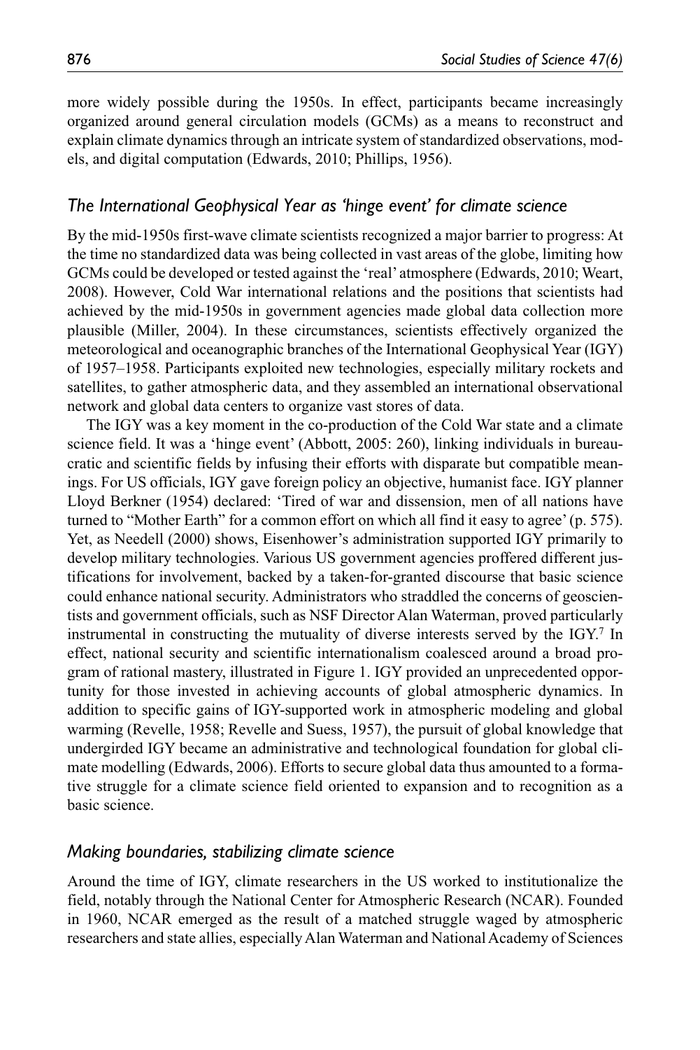more widely possible during the 1950s. In effect, participants became increasingly organized around general circulation models (GCMs) as a means to reconstruct and explain climate dynamics through an intricate system of standardized observations, models, and digital computation (Edwards, 2010; Phillips, 1956).

### *The International Geophysical Year as 'hinge event' for climate science*

By the mid-1950s first-wave climate scientists recognized a major barrier to progress: At the time no standardized data was being collected in vast areas of the globe, limiting how GCMs could be developed or tested against the 'real' atmosphere (Edwards, 2010; Weart, 2008). However, Cold War international relations and the positions that scientists had achieved by the mid-1950s in government agencies made global data collection more plausible (Miller, 2004). In these circumstances, scientists effectively organized the meteorological and oceanographic branches of the International Geophysical Year (IGY) of 1957–1958. Participants exploited new technologies, especially military rockets and satellites, to gather atmospheric data, and they assembled an international observational network and global data centers to organize vast stores of data.

The IGY was a key moment in the co-production of the Cold War state and a climate science field. It was a 'hinge event' (Abbott, 2005: 260), linking individuals in bureaucratic and scientific fields by infusing their efforts with disparate but compatible meanings. For US officials, IGY gave foreign policy an objective, humanist face. IGY planner Lloyd Berkner (1954) declared: 'Tired of war and dissension, men of all nations have turned to "Mother Earth" for a common effort on which all find it easy to agree' (p. 575). Yet, as Needell (2000) shows, Eisenhower's administration supported IGY primarily to develop military technologies. Various US government agencies proffered different justifications for involvement, backed by a taken-for-granted discourse that basic science could enhance national security. Administrators who straddled the concerns of geoscientists and government officials, such as NSF Director Alan Waterman, proved particularly instrumental in constructing the mutuality of diverse interests served by the IGY.[7] In effect, national security and scientific internationalism coalesced around a broad program of rational mastery, illustrated in Figure 1. IGY provided an unprecedented opportunity for those invested in achieving accounts of global atmospheric dynamics. In addition to specific gains of IGY-supported work in atmospheric modeling and global warming (Revelle, 1958; Revelle and Suess, 1957), the pursuit of global knowledge that undergirded IGY became an administrative and technological foundation for global climate modelling (Edwards, 2006). Efforts to secure global data thus amounted to a formative struggle for a climate science field oriented to expansion and to recognition as a basic science.

### *Making boundaries, stabilizing climate science*

Around the time of IGY, climate researchers in the US worked to institutionalize the field, notably through the National Center for Atmospheric Research (NCAR). Founded in 1960, NCAR emerged as the result of a matched struggle waged by atmospheric researchers and state allies, especially Alan Waterman and National Academy of Sciences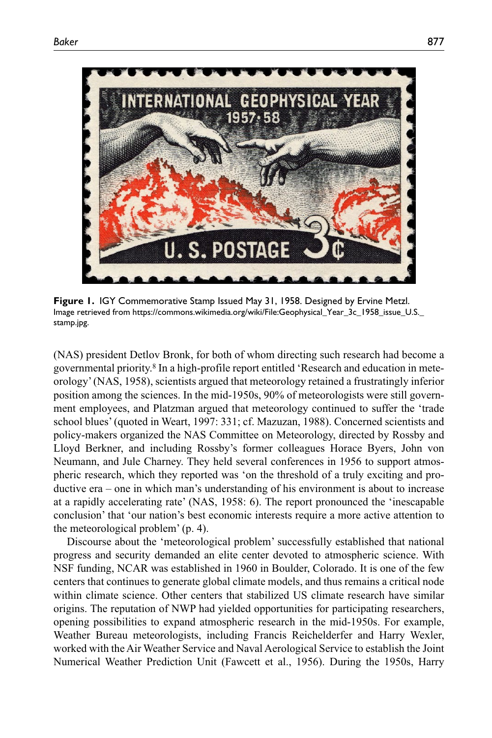**Figure 1.** IGY Commemorative Stamp Issued May 31, 1958. Designed by Ervine Metzl. Image retrieved from https://commons.wikimedia.org/wiki/File:Geophysical_Year_3c_1958_issue_U.S._stamp.jpg.

(NAS) president Detlov Bronk, for both of whom directing such research had become a governmental priority.[8] In a high-profile report entitled 'Research and education in meteorology' (NAS, 1958), scientists argued that meteorology retained a frustratingly inferior position among the sciences. In the mid-1950s, 90% of meteorologists were still government employees, and Platzman argued that meteorology continued to suffer the 'trade school blues' (quoted in Weart, 1997: 331; cf. Mazuzan, 1988). Concerned scientists and policy-makers organized the NAS Committee on Meteorology, directed by Rossby and Lloyd Berkner, and including Rossby's former colleagues Horace Byers, John von Neumann, and Jule Charney. They held several conferences in 1956 to support atmospheric research, which they reported was 'on the threshold of a truly exciting and productive era – one in which man's understanding of his environment is about to increase at a rapidly accelerating rate' (NAS, 1958: 6). The report pronounced the 'inescapable conclusion' that 'our nation's best economic interests require a more active attention to the meteorological problem' (p. 4).

Discourse about the 'meteorological problem' successfully established that national progress and security demanded an elite center devoted to atmospheric science. With NSF funding, NCAR was established in 1960 in Boulder, Colorado. It is one of the few centers that continues to generate global climate models, and thus remains a critical node within climate science. Other centers that stabilized US climate research have similar origins. The reputation of NWP had yielded opportunities for participating researchers, opening possibilities to expand atmospheric research in the mid-1950s. For example, Weather Bureau meteorologists, including Francis Reichelderfer and Harry Wexler, worked with the Air Weather Service and Naval Aerological Service to establish the Joint Numerical Weather Prediction Unit (Fawcett et al., 1956). During the 1950s, Harry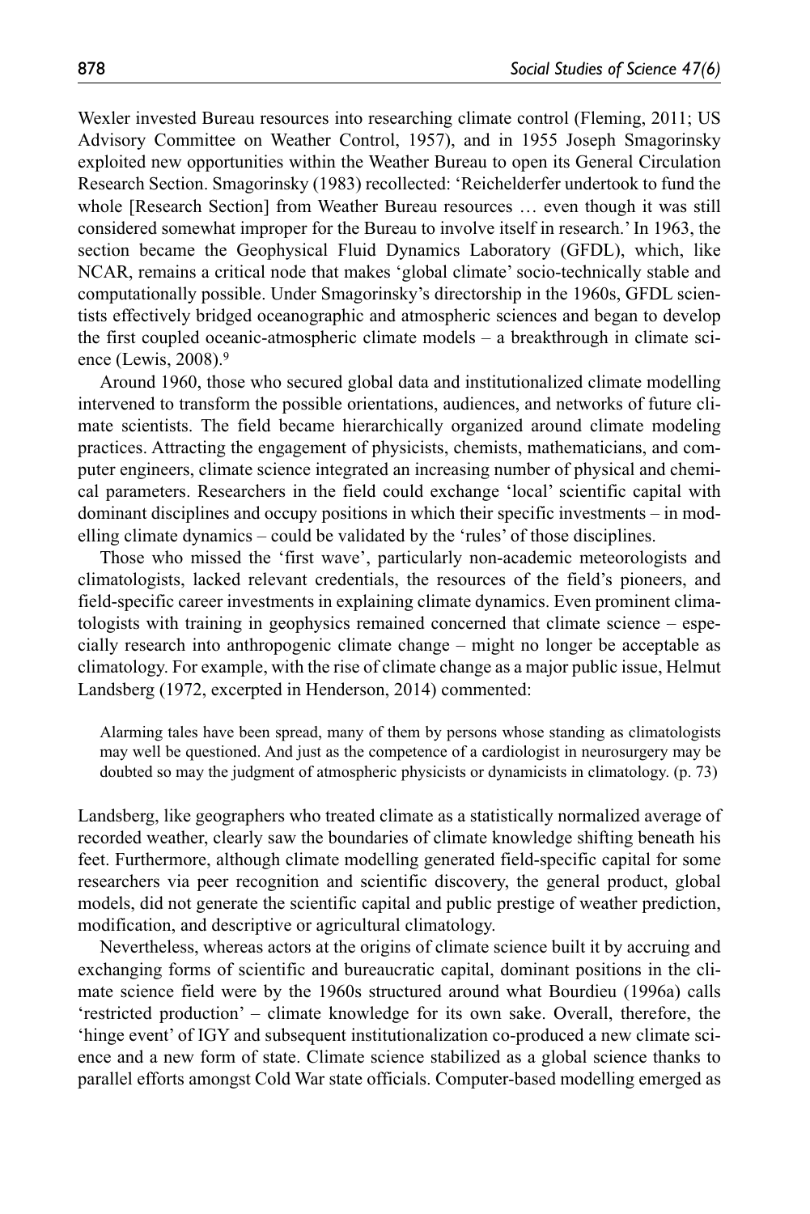Wexler invested Bureau resources into researching climate control (Fleming, 2011; US Advisory Committee on Weather Control, 1957), and in 1955 Joseph Smagorinsky exploited new opportunities within the Weather Bureau to open its General Circulation Research Section. Smagorinsky (1983) recollected: 'Reichelderfer undertook to fund the whole [Research Section] from Weather Bureau resources … even though it was still considered somewhat improper for the Bureau to involve itself in research.' In 1963, the section became the Geophysical Fluid Dynamics Laboratory (GFDL), which, like NCAR, remains a critical node that makes 'global climate' socio-technically stable and computationally possible. Under Smagorinsky's directorship in the 1960s, GFDL scientists effectively bridged oceanographic and atmospheric sciences and began to develop the first coupled oceanic-atmospheric climate models – a breakthrough in climate science (Lewis, 2008).[9]

Around 1960, those who secured global data and institutionalized climate modelling intervened to transform the possible orientations, audiences, and networks of future climate scientists. The field became hierarchically organized around climate modeling practices. Attracting the engagement of physicists, chemists, mathematicians, and computer engineers, climate science integrated an increasing number of physical and chemical parameters. Researchers in the field could exchange 'local' scientific capital with dominant disciplines and occupy positions in which their specific investments – in modelling climate dynamics – could be validated by the 'rules' of those disciplines.

Those who missed the 'first wave', particularly non-academic meteorologists and climatologists, lacked relevant credentials, the resources of the field's pioneers, and field-specific career investments in explaining climate dynamics. Even prominent climatologists with training in geophysics remained concerned that climate science – especially research into anthropogenic climate change – might no longer be acceptable as climatology. For example, with the rise of climate change as a major public issue, Helmut Landsberg (1972, excerpted in Henderson, 2014) commented:

> Alarming tales have been spread, many of them by persons whose standing as climatologists may well be questioned. And just as the competence of a cardiologist in neurosurgery may be doubted so may the judgment of atmospheric physicists or dynamicists in climatology. (p. 73)

Landsberg, like geographers who treated climate as a statistically normalized average of recorded weather, clearly saw the boundaries of climate knowledge shifting beneath his feet. Furthermore, although climate modelling generated field-specific capital for some researchers via peer recognition and scientific discovery, the general product, global models, did not generate the scientific capital and public prestige of weather prediction, modification, and descriptive or agricultural climatology.

Nevertheless, whereas actors at the origins of climate science built it by accruing and exchanging forms of scientific and bureaucratic capital, dominant positions in the climate science field were by the 1960s structured around what Bourdieu (1996a) calls 'restricted production' – climate knowledge for its own sake. Overall, therefore, the 'hinge event' of IGY and subsequent institutionalization co-produced a new climate science and a new form of state. Climate science stabilized as a global science thanks to parallel efforts amongst Cold War state officials. Computer-based modelling emerged as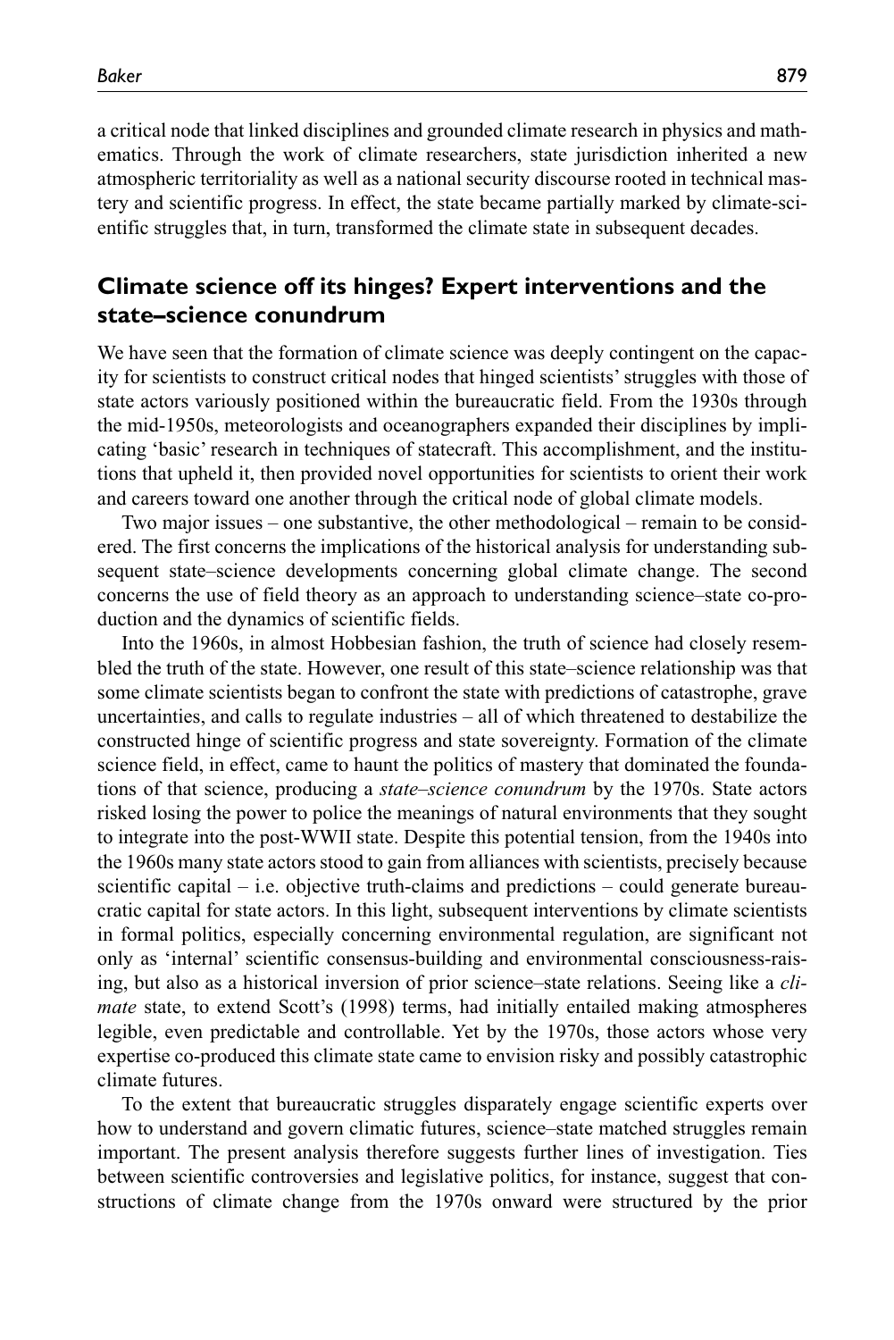a critical node that linked disciplines and grounded climate research in physics and mathematics. Through the work of climate researchers, state jurisdiction inherited a new atmospheric territoriality as well as a national security discourse rooted in technical mastery and scientific progress. In effect, the state became partially marked by climate-scientific struggles that, in turn, transformed the climate state in subsequent decades.

## Climate science off its hinges? Expert interventions and the state–science conundrum

We have seen that the formation of climate science was deeply contingent on the capacity for scientists to construct critical nodes that hinged scientists' struggles with those of state actors variously positioned within the bureaucratic field. From the 1930s through the mid-1950s, meteorologists and oceanographers expanded their disciplines by implicating 'basic' research in techniques of statecraft. This accomplishment, and the institutions that upheld it, then provided novel opportunities for scientists to orient their work and careers toward one another through the critical node of global climate models.

Two major issues – one substantive, the other methodological – remain to be considered. The first concerns the implications of the historical analysis for understanding subsequent state–science developments concerning global climate change. The second concerns the use of field theory as an approach to understanding science–state co-production and the dynamics of scientific fields.

Into the 1960s, in almost Hobbesian fashion, the truth of science had closely resembled the truth of the state. However, one result of this state–science relationship was that some climate scientists began to confront the state with predictions of catastrophe, grave uncertainties, and calls to regulate industries – all of which threatened to destabilize the constructed hinge of scientific progress and state sovereignty. Formation of the climate science field, in effect, came to haunt the politics of mastery that dominated the foundations of that science, producing a *state–science conundrum* by the 1970s. State actors risked losing the power to police the meanings of natural environments that they sought to integrate into the post-WWII state. Despite this potential tension, from the 1940s into the 1960s many state actors stood to gain from alliances with scientists, precisely because scientific capital – i.e. objective truth-claims and predictions – could generate bureaucratic capital for state actors. In this light, subsequent interventions by climate scientists in formal politics, especially concerning environmental regulation, are significant not only as 'internal' scientific consensus-building and environmental consciousness-raising, but also as a historical inversion of prior science–state relations. Seeing like a *climate* state, to extend Scott's (1998) terms, had initially entailed making atmospheres legible, even predictable and controllable. Yet by the 1970s, those actors whose very expertise co-produced this climate state came to envision risky and possibly catastrophic climate futures.

To the extent that bureaucratic struggles disparately engage scientific experts over how to understand and govern climatic futures, science–state matched struggles remain important. The present analysis therefore suggests further lines of investigation. Ties between scientific controversies and legislative politics, for instance, suggest that constructions of climate change from the 1970s onward were structured by the prior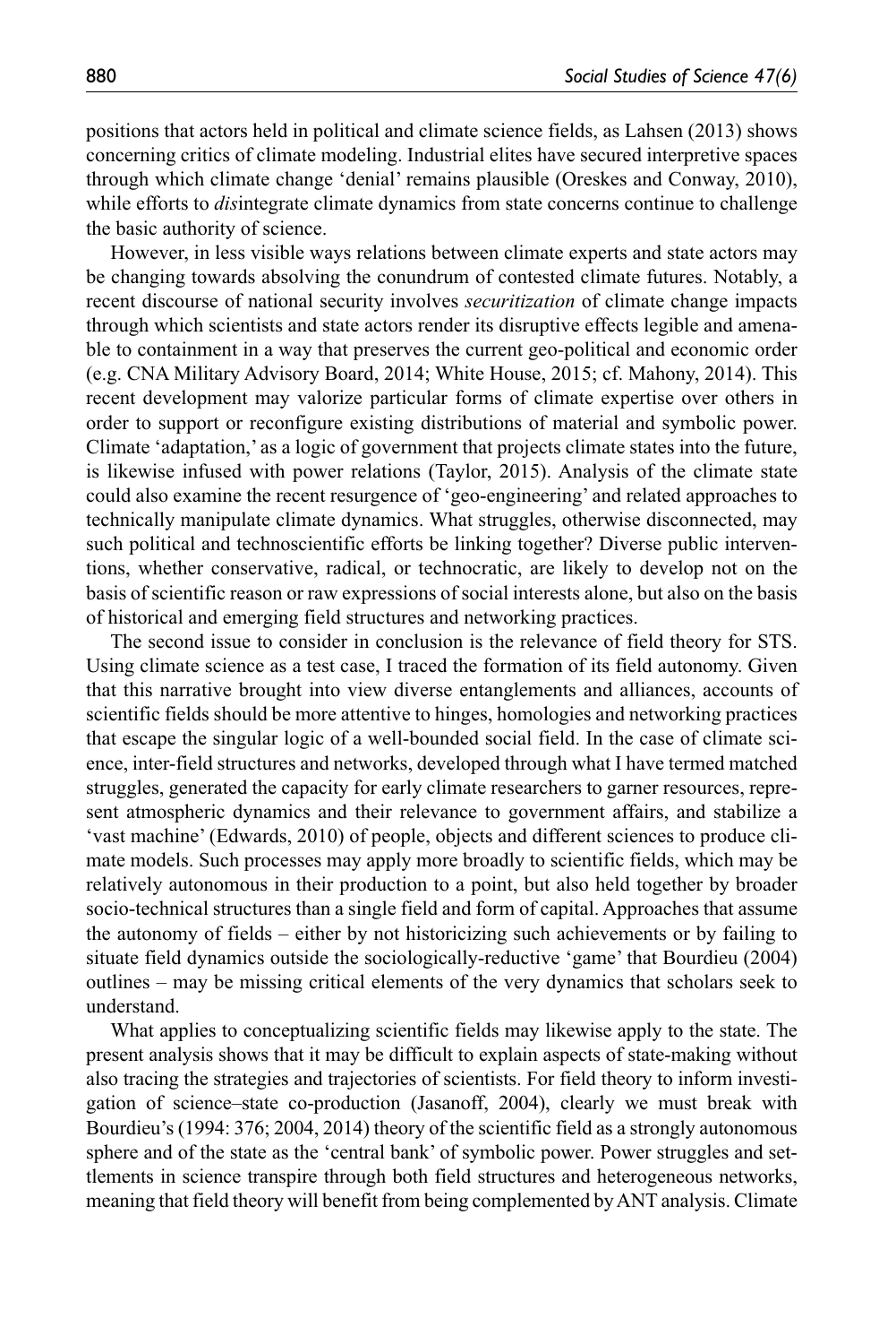positions that actors held in political and climate science fields, as Lahsen (2013) shows concerning critics of climate modeling. Industrial elites have secured interpretive spaces through which climate change 'denial' remains plausible (Oreskes and Conway, 2010), while efforts to *dis*integrate climate dynamics from state concerns continue to challenge the basic authority of science.

However, in less visible ways relations between climate experts and state actors may be changing towards absolving the conundrum of contested climate futures. Notably, a recent discourse of national security involves *securitization* of climate change impacts through which scientists and state actors render its disruptive effects legible and amenable to containment in a way that preserves the current geo-political and economic order (e.g. CNA Military Advisory Board, 2014; White House, 2015; cf. Mahony, 2014). This recent development may valorize particular forms of climate expertise over others in order to support or reconfigure existing distributions of material and symbolic power. Climate 'adaptation,' as a logic of government that projects climate states into the future, is likewise infused with power relations (Taylor, 2015). Analysis of the climate state could also examine the recent resurgence of 'geo-engineering' and related approaches to technically manipulate climate dynamics. What struggles, otherwise disconnected, may such political and technoscientific efforts be linking together? Diverse public interventions, whether conservative, radical, or technocratic, are likely to develop not on the basis of scientific reason or raw expressions of social interests alone, but also on the basis of historical and emerging field structures and networking practices.

The second issue to consider in conclusion is the relevance of field theory for STS. Using climate science as a test case, I traced the formation of its field autonomy. Given that this narrative brought into view diverse entanglements and alliances, accounts of scientific fields should be more attentive to hinges, homologies and networking practices that escape the singular logic of a well-bounded social field. In the case of climate science, inter-field structures and networks, developed through what I have termed matched struggles, generated the capacity for early climate researchers to garner resources, represent atmospheric dynamics and their relevance to government affairs, and stabilize a 'vast machine' (Edwards, 2010) of people, objects and different sciences to produce climate models. Such processes may apply more broadly to scientific fields, which may be relatively autonomous in their production to a point, but also held together by broader socio-technical structures than a single field and form of capital. Approaches that assume the autonomy of fields – either by not historicizing such achievements or by failing to situate field dynamics outside the sociologically-reductive 'game' that Bourdieu (2004) outlines – may be missing critical elements of the very dynamics that scholars seek to understand.

What applies to conceptualizing scientific fields may likewise apply to the state. The present analysis shows that it may be difficult to explain aspects of state-making without also tracing the strategies and trajectories of scientists. For field theory to inform investigation of science–state co-production (Jasanoff, 2004), clearly we must break with Bourdieu's (1994: 376; 2004, 2014) theory of the scientific field as a strongly autonomous sphere and of the state as the 'central bank' of symbolic power. Power struggles and settlements in science transpire through both field structures and heterogeneous networks, meaning that field theory will benefit from being complemented by ANT analysis. Climate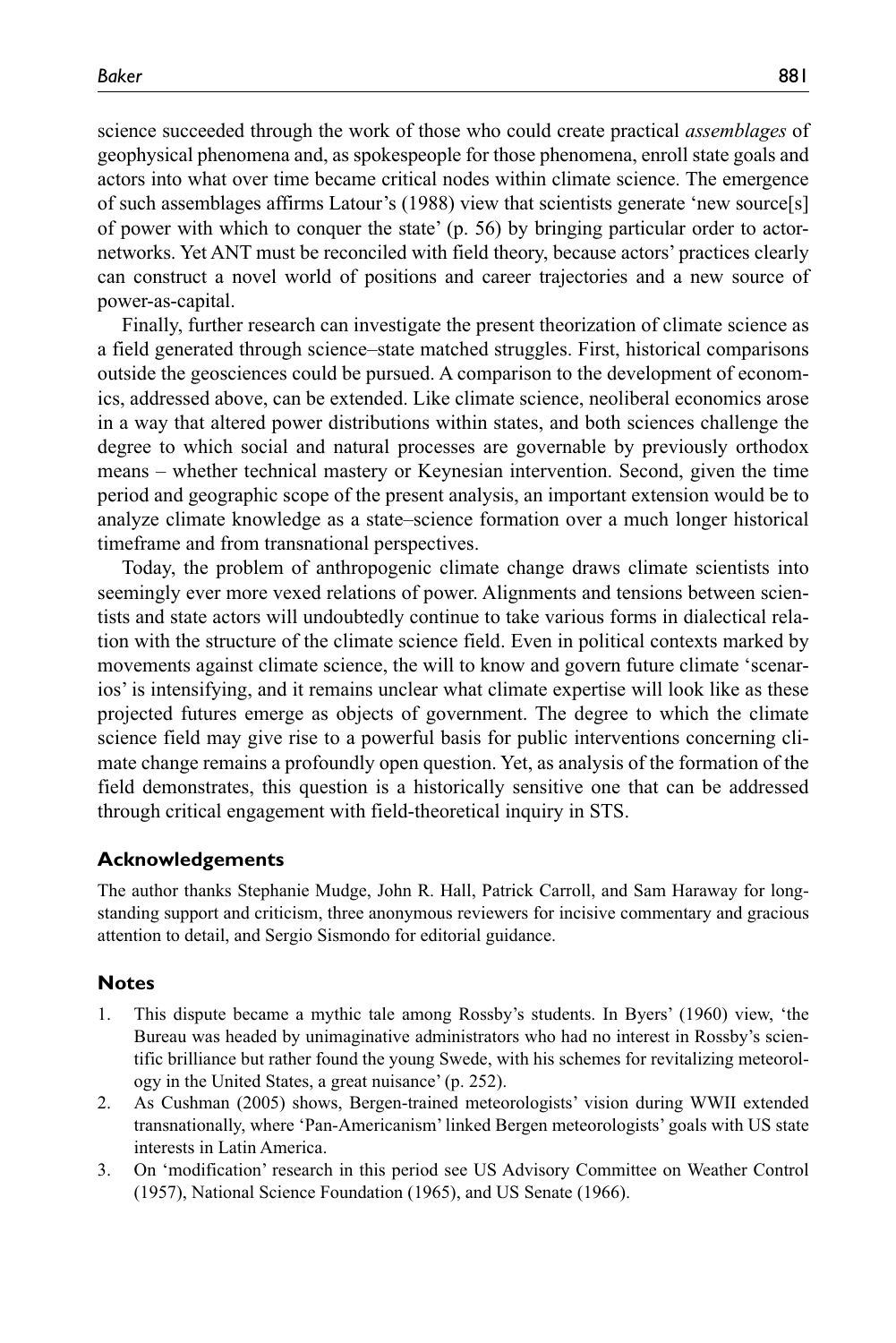science succeeded through the work of those who could create practical *assemblages* of geophysical phenomena and, as spokespeople for those phenomena, enroll state goals and actors into what over time became critical nodes within climate science. The emergence of such assemblages affirms Latour's (1988) view that scientists generate 'new source[s] of power with which to conquer the state' (p. 56) by bringing particular order to actor-networks. Yet ANT must be reconciled with field theory, because actors' practices clearly can construct a novel world of positions and career trajectories and a new source of power-as-capital.

Finally, further research can investigate the present theorization of climate science as a field generated through science–state matched struggles. First, historical comparisons outside the geosciences could be pursued. A comparison to the development of economics, addressed above, can be extended. Like climate science, neoliberal economics arose in a way that altered power distributions within states, and both sciences challenge the degree to which social and natural processes are governable by previously orthodox means – whether technical mastery or Keynesian intervention. Second, given the time period and geographic scope of the present analysis, an important extension would be to analyze climate knowledge as a state–science formation over a much longer historical timeframe and from transnational perspectives.

Today, the problem of anthropogenic climate change draws climate scientists into seemingly ever more vexed relations of power. Alignments and tensions between scientists and state actors will undoubtedly continue to take various forms in dialectical relation with the structure of the climate science field. Even in political contexts marked by movements against climate science, the will to know and govern future climate 'scenarios' is intensifying, and it remains unclear what climate expertise will look like as these projected futures emerge as objects of government. The degree to which the climate science field may give rise to a powerful basis for public interventions concerning climate change remains a profoundly open question. Yet, as analysis of the formation of the field demonstrates, this question is a historically sensitive one that can be addressed through critical engagement with field-theoretical inquiry in STS.

## Acknowledgements

The author thanks Stephanie Mudge, John R. Hall, Patrick Carroll, and Sam Haraway for long-standing support and criticism, three anonymous reviewers for incisive commentary and gracious attention to detail, and Sergio Sismondo for editorial guidance.

## Notes

1. This dispute became a mythic tale among Rossby's students. In Byers' (1960) view, 'the Bureau was headed by unimaginative administrators who had no interest in Rossby's scientific brilliance but rather found the young Swede, with his schemes for revitalizing meteorology in the United States, a great nuisance' (p. 252).
2. As Cushman (2005) shows, Bergen-trained meteorologists' vision during WWII extended transnationally, where 'Pan-Americanism' linked Bergen meteorologists' goals with US state interests in Latin America.
3. On 'modification' research in this period see US Advisory Committee on Weather Control (1957), National Science Foundation (1965), and US Senate (1966).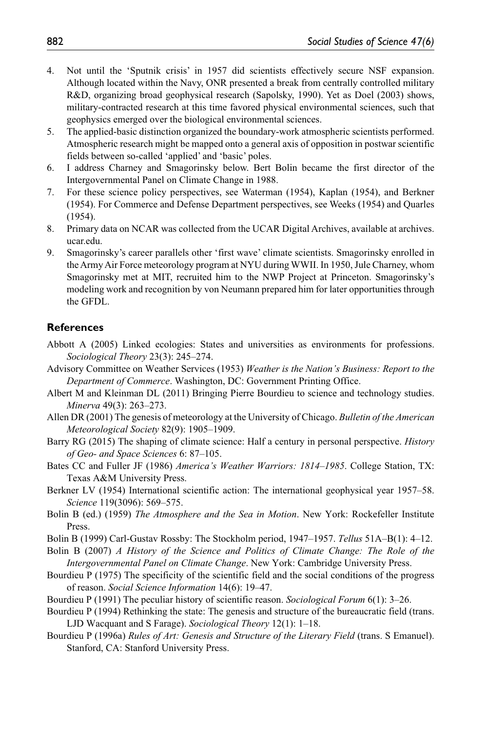4. Not until the 'Sputnik crisis' in 1957 did scientists effectively secure NSF expansion. Although located within the Navy, ONR presented a break from centrally controlled military R&D, organizing broad geophysical research (Sapolsky, 1990). Yet as Doel (2003) shows, military-contracted research at this time favored physical environmental sciences, such that geophysics emerged over the biological environmental sciences.
5. The applied-basic distinction organized the boundary-work atmospheric scientists performed. Atmospheric research might be mapped onto a general axis of opposition in postwar scientific fields between so-called 'applied' and 'basic' poles.
6. I address Charney and Smagorinsky below. Bert Bolin became the first director of the Intergovernmental Panel on Climate Change in 1988.
7. For these science policy perspectives, see Waterman (1954), Kaplan (1954), and Berkner (1954). For Commerce and Defense Department perspectives, see Weeks (1954) and Quarles (1954).
8. Primary data on NCAR was collected from the UCAR Digital Archives, available at archives.ucar.edu.
9. Smagorinsky's career parallels other 'first wave' climate scientists. Smagorinsky enrolled in the Army Air Force meteorology program at NYU during WWII. In 1950, Jule Charney, whom Smagorinsky met at MIT, recruited him to the NWP Project at Princeton. Smagorinsky's modeling work and recognition by von Neumann prepared him for later opportunities through the GFDL.

## References

Abbott A (2005) Linked ecologies: States and universities as environments for professions. *Sociological Theory* 23(3): 245–274.

Advisory Committee on Weather Services (1953) *Weather is the Nation's Business: Report to the Department of Commerce*. Washington, DC: Government Printing Office.

Albert M and Kleinman DL (2011) Bringing Pierre Bourdieu to science and technology studies. *Minerva* 49(3): 263–273.

Allen DR (2001) The genesis of meteorology at the University of Chicago. *Bulletin of the American Meteorological Society* 82(9): 1905–1909.

Barry RG (2015) The shaping of climate science: Half a century in personal perspective. *History of Geo- and Space Sciences* 6: 87–105.

Bates CC and Fuller JF (1986) *America's Weather Warriors: 1814–1985*. College Station, TX: Texas A&M University Press.

Berkner LV (1954) International scientific action: The international geophysical year 1957–58. *Science* 119(3096): 569–575.

Bolin B (ed.) (1959) *The Atmosphere and the Sea in Motion*. New York: Rockefeller Institute Press.

Bolin B (1999) Carl-Gustav Rossby: The Stockholm period, 1947–1957. *Tellus* 51A–B(1): 4–12.

Bolin B (2007) *A History of the Science and Politics of Climate Change: The Role of the Intergovernmental Panel on Climate Change*. New York: Cambridge University Press.

Bourdieu P (1975) The specificity of the scientific field and the social conditions of the progress of reason. *Social Science Information* 14(6): 19–47.

Bourdieu P (1991) The peculiar history of scientific reason. *Sociological Forum* 6(1): 3–26.

Bourdieu P (1994) Rethinking the state: The genesis and structure of the bureaucratic field (trans. LJD Wacquant and S Farage). *Sociological Theory* 12(1): 1–18.

Bourdieu P (1996a) *Rules of Art: Genesis and Structure of the Literary Field* (trans. S Emanuel). Stanford, CA: Stanford University Press.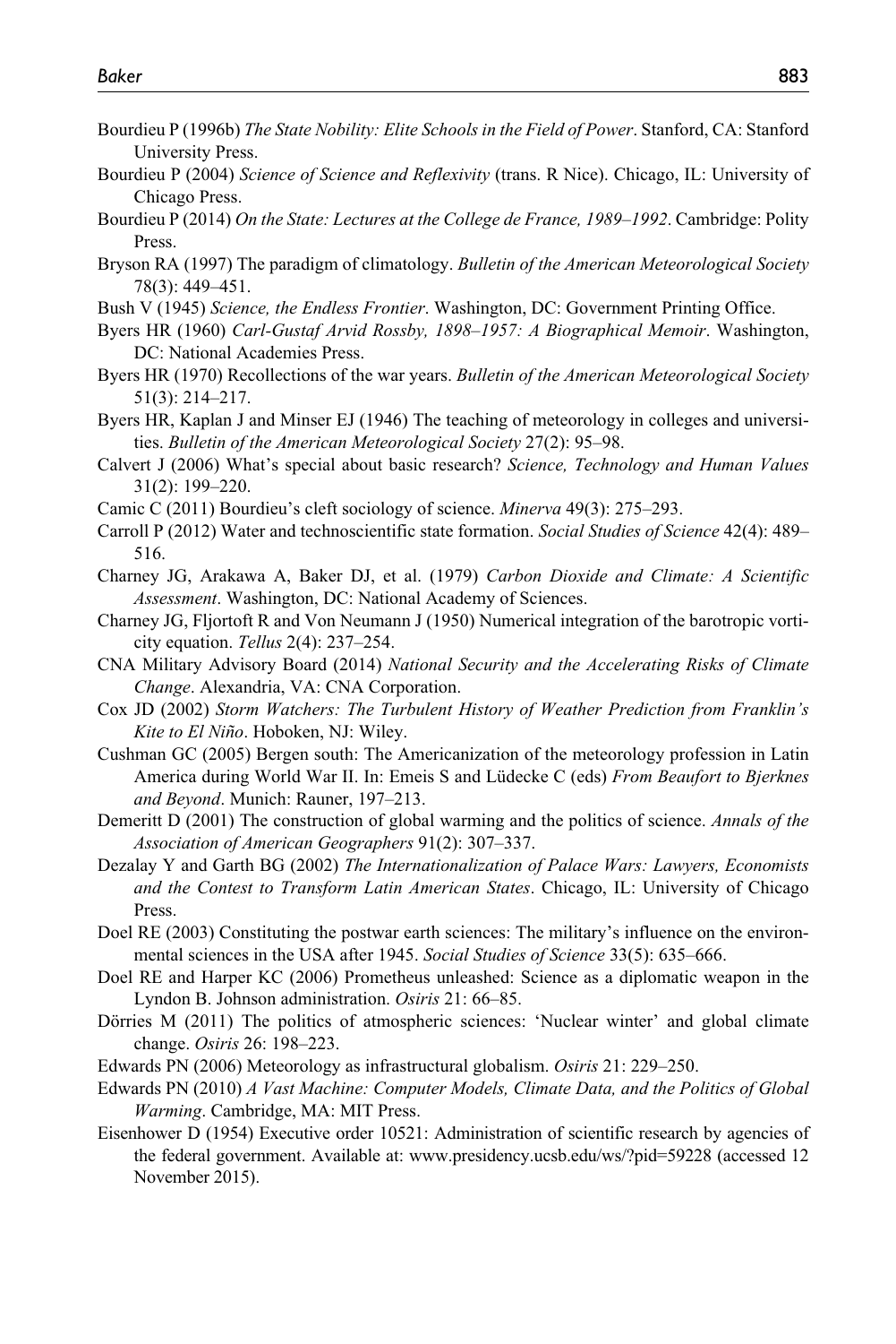Bourdieu P (1996b) *The State Nobility: Elite Schools in the Field of Power*. Stanford, CA: Stanford University Press.

Bourdieu P (2004) *Science of Science and Reflexivity* (trans. R Nice). Chicago, IL: University of Chicago Press.

Bourdieu P (2014) *On the State: Lectures at the College de France, 1989–1992*. Cambridge: Polity Press.

Bryson RA (1997) The paradigm of climatology. *Bulletin of the American Meteorological Society* 78(3): 449–451.

Bush V (1945) *Science, the Endless Frontier*. Washington, DC: Government Printing Office.

Byers HR (1960) *Carl-Gustaf Arvid Rossby, 1898–1957: A Biographical Memoir*. Washington, DC: National Academies Press.

Byers HR (1970) Recollections of the war years. *Bulletin of the American Meteorological Society* 51(3): 214–217.

Byers HR, Kaplan J and Minser EJ (1946) The teaching of meteorology in colleges and universities. *Bulletin of the American Meteorological Society* 27(2): 95–98.

Calvert J (2006) What's special about basic research? *Science, Technology and Human Values* 31(2): 199–220.

Camic C (2011) Bourdieu's cleft sociology of science. *Minerva* 49(3): 275–293.

Carroll P (2012) Water and technoscientific state formation. *Social Studies of Science* 42(4): 489–516.

Charney JG, Arakawa A, Baker DJ, et al. (1979) *Carbon Dioxide and Climate: A Scientific Assessment*. Washington, DC: National Academy of Sciences.

Charney JG, Fljortoft R and Von Neumann J (1950) Numerical integration of the barotropic vorticity equation. *Tellus* 2(4): 237–254.

CNA Military Advisory Board (2014) *National Security and the Accelerating Risks of Climate Change*. Alexandria, VA: CNA Corporation.

Cox JD (2002) *Storm Watchers: The Turbulent History of Weather Prediction from Franklin's Kite to El Niño*. Hoboken, NJ: Wiley.

Cushman GC (2005) Bergen south: The Americanization of the meteorology profession in Latin America during World War II. In: Emeis S and Lüdecke C (eds) *From Beaufort to Bjerknes and Beyond*. Munich: Rauner, 197–213.

Demeritt D (2001) The construction of global warming and the politics of science. *Annals of the Association of American Geographers* 91(2): 307–337.

Dezalay Y and Garth BG (2002) *The Internationalization of Palace Wars: Lawyers, Economists and the Contest to Transform Latin American States*. Chicago, IL: University of Chicago Press.

Doel RE (2003) Constituting the postwar earth sciences: The military's influence on the environmental sciences in the USA after 1945. *Social Studies of Science* 33(5): 635–666.

Doel RE and Harper KC (2006) Prometheus unleashed: Science as a diplomatic weapon in the Lyndon B. Johnson administration. *Osiris* 21: 66–85.

Dörries M (2011) The politics of atmospheric sciences: 'Nuclear winter' and global climate change. *Osiris* 26: 198–223.

Edwards PN (2006) Meteorology as infrastructural globalism. *Osiris* 21: 229–250.

Edwards PN (2010) *A Vast Machine: Computer Models, Climate Data, and the Politics of Global Warming*. Cambridge, MA: MIT Press.

Eisenhower D (1954) Executive order 10521: Administration of scientific research by agencies of the federal government. Available at: www.presidency.ucsb.edu/ws/?pid=59228 (accessed 12 November 2015).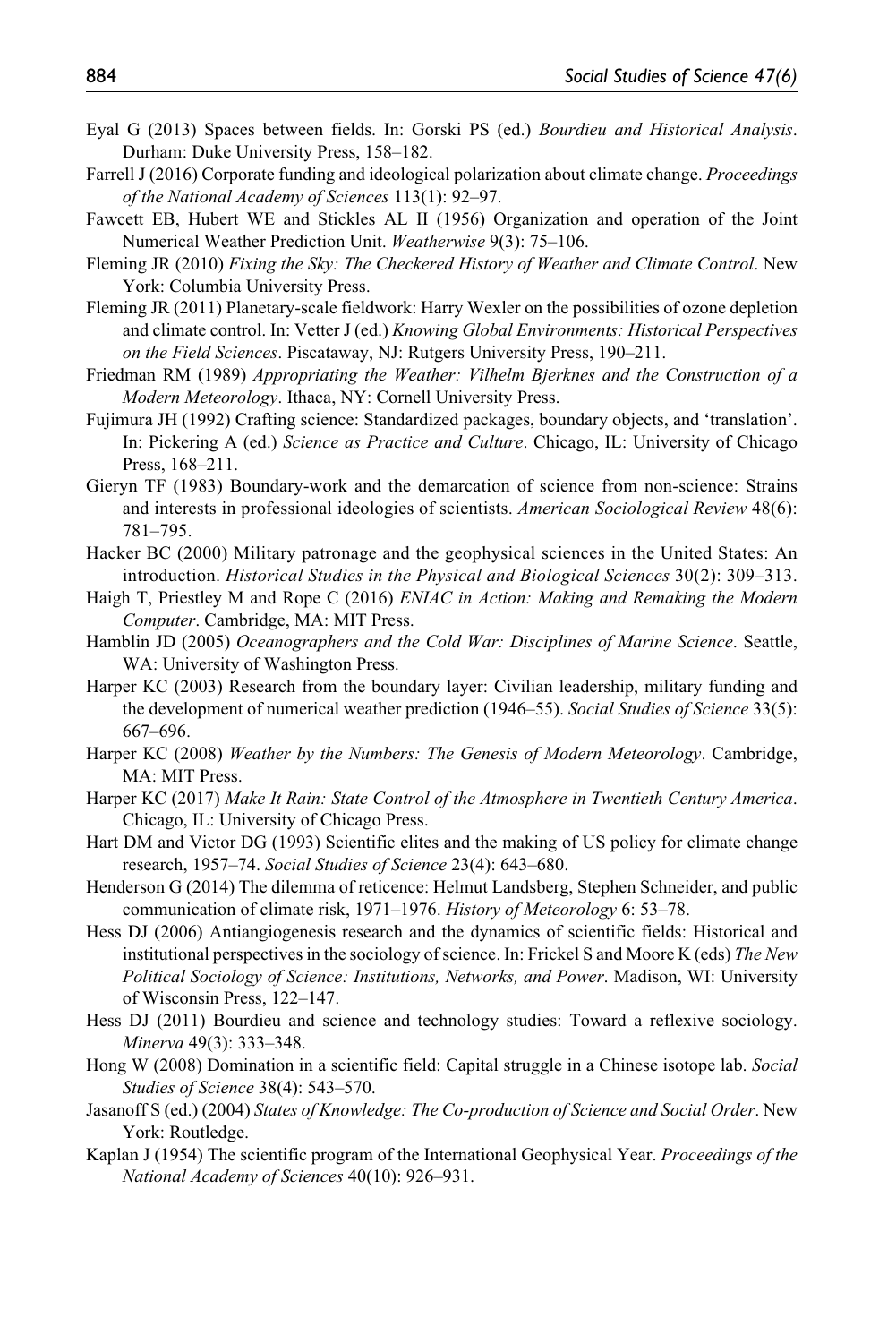Eyal G (2013) Spaces between fields. In: Gorski PS (ed.) *Bourdieu and Historical Analysis*. Durham: Duke University Press, 158–182.

Farrell J (2016) Corporate funding and ideological polarization about climate change. *Proceedings of the National Academy of Sciences* 113(1): 92–97.

Fawcett EB, Hubert WE and Stickles AL II (1956) Organization and operation of the Joint Numerical Weather Prediction Unit. *Weatherwise* 9(3): 75–106.

Fleming JR (2010) *Fixing the Sky: The Checkered History of Weather and Climate Control*. New York: Columbia University Press.

Fleming JR (2011) Planetary-scale fieldwork: Harry Wexler on the possibilities of ozone depletion and climate control. In: Vetter J (ed.) *Knowing Global Environments: Historical Perspectives on the Field Sciences*. Piscataway, NJ: Rutgers University Press, 190–211.

Friedman RM (1989) *Appropriating the Weather: Vilhelm Bjerknes and the Construction of a Modern Meteorology*. Ithaca, NY: Cornell University Press.

Fujimura JH (1992) Crafting science: Standardized packages, boundary objects, and 'translation'. In: Pickering A (ed.) *Science as Practice and Culture*. Chicago, IL: University of Chicago Press, 168–211.

Gieryn TF (1983) Boundary-work and the demarcation of science from non-science: Strains and interests in professional ideologies of scientists. *American Sociological Review* 48(6): 781–795.

Hacker BC (2000) Military patronage and the geophysical sciences in the United States: An introduction. *Historical Studies in the Physical and Biological Sciences* 30(2): 309–313.

Haigh T, Priestley M and Rope C (2016) *ENIAC in Action: Making and Remaking the Modern Computer*. Cambridge, MA: MIT Press.

Hamblin JD (2005) *Oceanographers and the Cold War: Disciplines of Marine Science*. Seattle, WA: University of Washington Press.

Harper KC (2003) Research from the boundary layer: Civilian leadership, military funding and the development of numerical weather prediction (1946–55). *Social Studies of Science* 33(5): 667–696.

Harper KC (2008) *Weather by the Numbers: The Genesis of Modern Meteorology*. Cambridge, MA: MIT Press.

Harper KC (2017) *Make It Rain: State Control of the Atmosphere in Twentieth Century America*. Chicago, IL: University of Chicago Press.

Hart DM and Victor DG (1993) Scientific elites and the making of US policy for climate change research, 1957–74. *Social Studies of Science* 23(4): 643–680.

Henderson G (2014) The dilemma of reticence: Helmut Landsberg, Stephen Schneider, and public communication of climate risk, 1971–1976. *History of Meteorology* 6: 53–78.

Hess DJ (2006) Antiangiogenesis research and the dynamics of scientific fields: Historical and institutional perspectives in the sociology of science. In: Frickel S and Moore K (eds) *The New Political Sociology of Science: Institutions, Networks, and Power*. Madison, WI: University of Wisconsin Press, 122–147.

Hess DJ (2011) Bourdieu and science and technology studies: Toward a reflexive sociology. *Minerva* 49(3): 333–348.

Hong W (2008) Domination in a scientific field: Capital struggle in a Chinese isotope lab. *Social Studies of Science* 38(4): 543–570.

Jasanoff S (ed.) (2004) *States of Knowledge: The Co-production of Science and Social Order*. New York: Routledge.

Kaplan J (1954) The scientific program of the International Geophysical Year. *Proceedings of the National Academy of Sciences* 40(10): 926–931.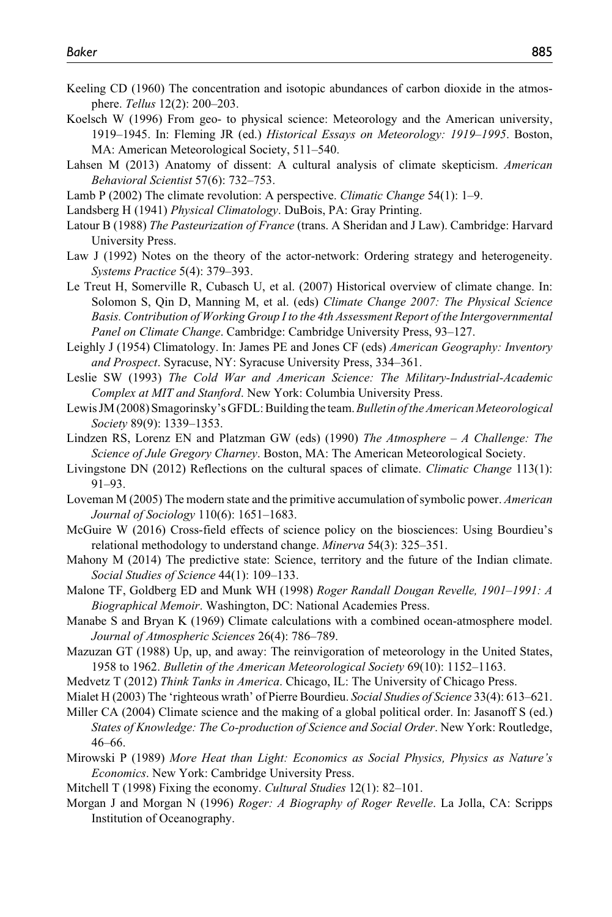Keeling CD (1960) The concentration and isotopic abundances of carbon dioxide in the atmosphere. *Tellus* 12(2): 200–203.

Koelsch W (1996) From geo- to physical science: Meteorology and the American university, 1919–1945. In: Fleming JR (ed.) *Historical Essays on Meteorology: 1919–1995*. Boston, MA: American Meteorological Society, 511–540.

Lahsen M (2013) Anatomy of dissent: A cultural analysis of climate skepticism. *American Behavioral Scientist* 57(6): 732–753.

Lamb P (2002) The climate revolution: A perspective. *Climatic Change* 54(1): 1–9.

Landsberg H (1941) *Physical Climatology*. DuBois, PA: Gray Printing.

Latour B (1988) *The Pasteurization of France* (trans. A Sheridan and J Law). Cambridge: Harvard University Press.

Law J (1992) Notes on the theory of the actor-network: Ordering strategy and heterogeneity. *Systems Practice* 5(4): 379–393.

Le Treut H, Somerville R, Cubasch U, et al. (2007) Historical overview of climate change. In: Solomon S, Qin D, Manning M, et al. (eds) *Climate Change 2007: The Physical Science Basis. Contribution of Working Group I to the 4th Assessment Report of the Intergovernmental Panel on Climate Change*. Cambridge: Cambridge University Press, 93–127.

Leighly J (1954) Climatology. In: James PE and Jones CF (eds) *American Geography: Inventory and Prospect*. Syracuse, NY: Syracuse University Press, 334–361.

Leslie SW (1993) *The Cold War and American Science: The Military-Industrial-Academic Complex at MIT and Stanford*. New York: Columbia University Press.

Lewis JM (2008) Smagorinsky's GFDL: Building the team. *Bulletin of the American Meteorological Society* 89(9): 1339–1353.

Lindzen RS, Lorenz EN and Platzman GW (eds) (1990) *The Atmosphere – A Challenge: The Science of Jule Gregory Charney*. Boston, MA: The American Meteorological Society.

Livingstone DN (2012) Reflections on the cultural spaces of climate. *Climatic Change* 113(1): 91–93.

Loveman M (2005) The modern state and the primitive accumulation of symbolic power. *American Journal of Sociology* 110(6): 1651–1683.

McGuire W (2016) Cross-field effects of science policy on the biosciences: Using Bourdieu's relational methodology to understand change. *Minerva* 54(3): 325–351.

Mahony M (2014) The predictive state: Science, territory and the future of the Indian climate. *Social Studies of Science* 44(1): 109–133.

Malone TF, Goldberg ED and Munk WH (1998) *Roger Randall Dougan Revelle, 1901–1991: A Biographical Memoir*. Washington, DC: National Academies Press.

Manabe S and Bryan K (1969) Climate calculations with a combined ocean-atmosphere model. *Journal of Atmospheric Sciences* 26(4): 786–789.

Mazuzan GT (1988) Up, up, and away: The reinvigoration of meteorology in the United States, 1958 to 1962. *Bulletin of the American Meteorological Society* 69(10): 1152–1163.

Medvetz T (2012) *Think Tanks in America*. Chicago, IL: The University of Chicago Press.

Mialet H (2003) The 'righteous wrath' of Pierre Bourdieu. *Social Studies of Science* 33(4): 613–621.

Miller CA (2004) Climate science and the making of a global political order. In: Jasanoff S (ed.) *States of Knowledge: The Co-production of Science and Social Order*. New York: Routledge, 46–66.

Mirowski P (1989) *More Heat than Light: Economics as Social Physics, Physics as Nature's Economics*. New York: Cambridge University Press.

Mitchell T (1998) Fixing the economy. *Cultural Studies* 12(1): 82–101.

Morgan J and Morgan N (1996) *Roger: A Biography of Roger Revelle*. La Jolla, CA: Scripps Institution of Oceanography.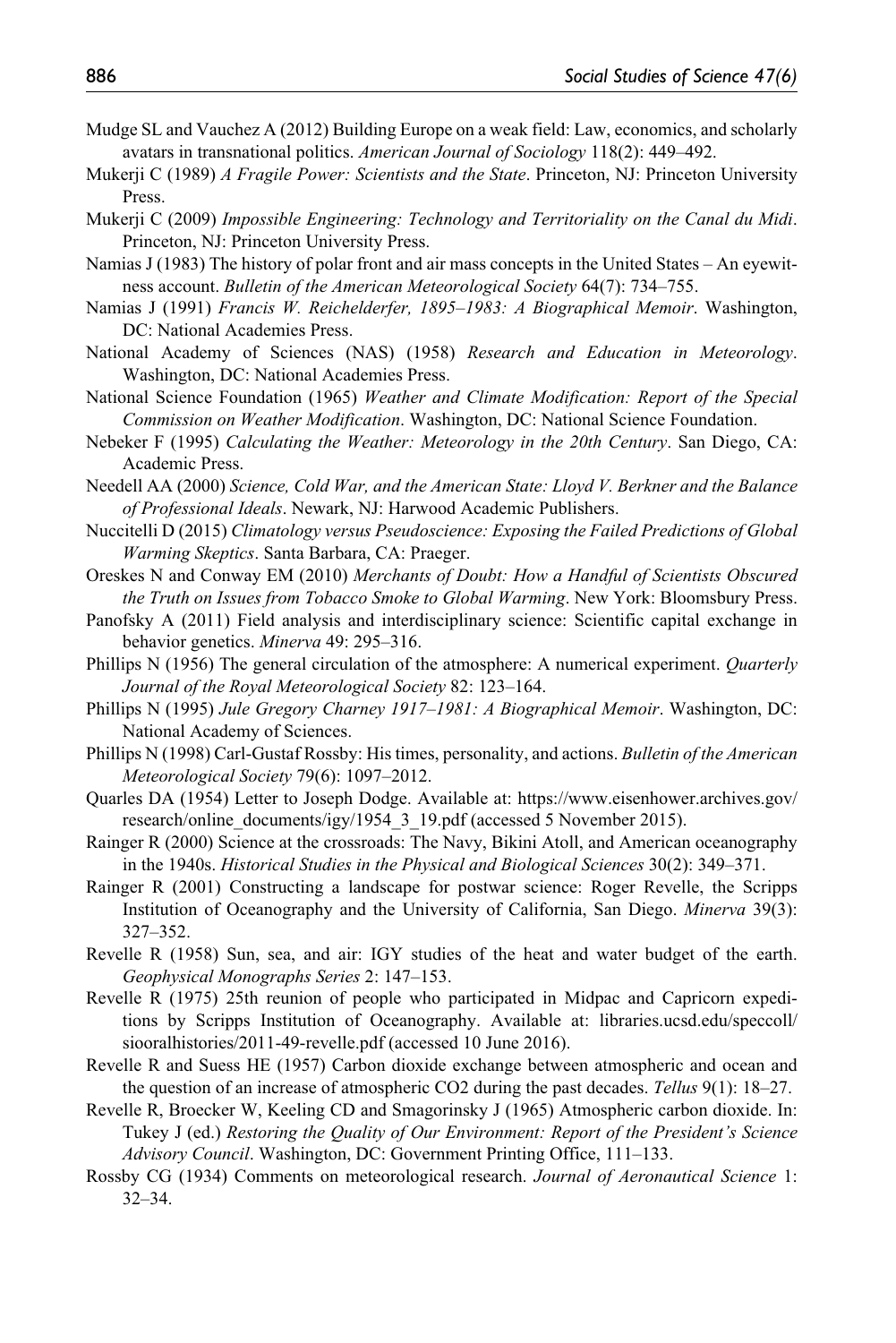Mudge SL and Vauchez A (2012) Building Europe on a weak field: Law, economics, and scholarly avatars in transnational politics. *American Journal of Sociology* 118(2): 449–492.

Mukerji C (1989) *A Fragile Power: Scientists and the State*. Princeton, NJ: Princeton University Press.

Mukerji C (2009) *Impossible Engineering: Technology and Territoriality on the Canal du Midi*. Princeton, NJ: Princeton University Press.

Namias J (1983) The history of polar front and air mass concepts in the United States – An eyewitness account. *Bulletin of the American Meteorological Society* 64(7): 734–755.

Namias J (1991) *Francis W. Reichelderfer, 1895–1983: A Biographical Memoir*. Washington, DC: National Academies Press.

National Academy of Sciences (NAS) (1958) *Research and Education in Meteorology*. Washington, DC: National Academies Press.

National Science Foundation (1965) *Weather and Climate Modification: Report of the Special Commission on Weather Modification*. Washington, DC: National Science Foundation.

Nebeker F (1995) *Calculating the Weather: Meteorology in the 20th Century*. San Diego, CA: Academic Press.

Needell AA (2000) *Science, Cold War, and the American State: Lloyd V. Berkner and the Balance of Professional Ideals*. Newark, NJ: Harwood Academic Publishers.

Nuccitelli D (2015) *Climatology versus Pseudoscience: Exposing the Failed Predictions of Global Warming Skeptics*. Santa Barbara, CA: Praeger.

Oreskes N and Conway EM (2010) *Merchants of Doubt: How a Handful of Scientists Obscured the Truth on Issues from Tobacco Smoke to Global Warming*. New York: Bloomsbury Press.

Panofsky A (2011) Field analysis and interdisciplinary science: Scientific capital exchange in behavior genetics. *Minerva* 49: 295–316.

Phillips N (1956) The general circulation of the atmosphere: A numerical experiment. *Quarterly Journal of the Royal Meteorological Society* 82: 123–164.

Phillips N (1995) *Jule Gregory Charney 1917–1981: A Biographical Memoir*. Washington, DC: National Academy of Sciences.

Phillips N (1998) Carl-Gustaf Rossby: His times, personality, and actions. *Bulletin of the American Meteorological Society* 79(6): 1097–2012.

Quarles DA (1954) Letter to Joseph Dodge. Available at: https://www.eisenhower.archives.gov/research/online_documents/igy/1954_3_19.pdf (accessed 5 November 2015).

Rainger R (2000) Science at the crossroads: The Navy, Bikini Atoll, and American oceanography in the 1940s. *Historical Studies in the Physical and Biological Sciences* 30(2): 349–371.

Rainger R (2001) Constructing a landscape for postwar science: Roger Revelle, the Scripps Institution of Oceanography and the University of California, San Diego. *Minerva* 39(3): 327–352.

Revelle R (1958) Sun, sea, and air: IGY studies of the heat and water budget of the earth. *Geophysical Monographs Series* 2: 147–153.

Revelle R (1975) 25th reunion of people who participated in Midpac and Capricorn expeditions by Scripps Institution of Oceanography. Available at: libraries.ucsd.edu/speccoll/siooralhistories/2011-49-revelle.pdf (accessed 10 June 2016).

Revelle R and Suess HE (1957) Carbon dioxide exchange between atmospheric and ocean and the question of an increase of atmospheric CO2 during the past decades. *Tellus* 9(1): 18–27.

Revelle R, Broecker W, Keeling CD and Smagorinsky J (1965) Atmospheric carbon dioxide. In: Tukey J (ed.) *Restoring the Quality of Our Environment: Report of the President's Science Advisory Council*. Washington, DC: Government Printing Office, 111–133.

Rossby CG (1934) Comments on meteorological research. *Journal of Aeronautical Science* 1: 32–34.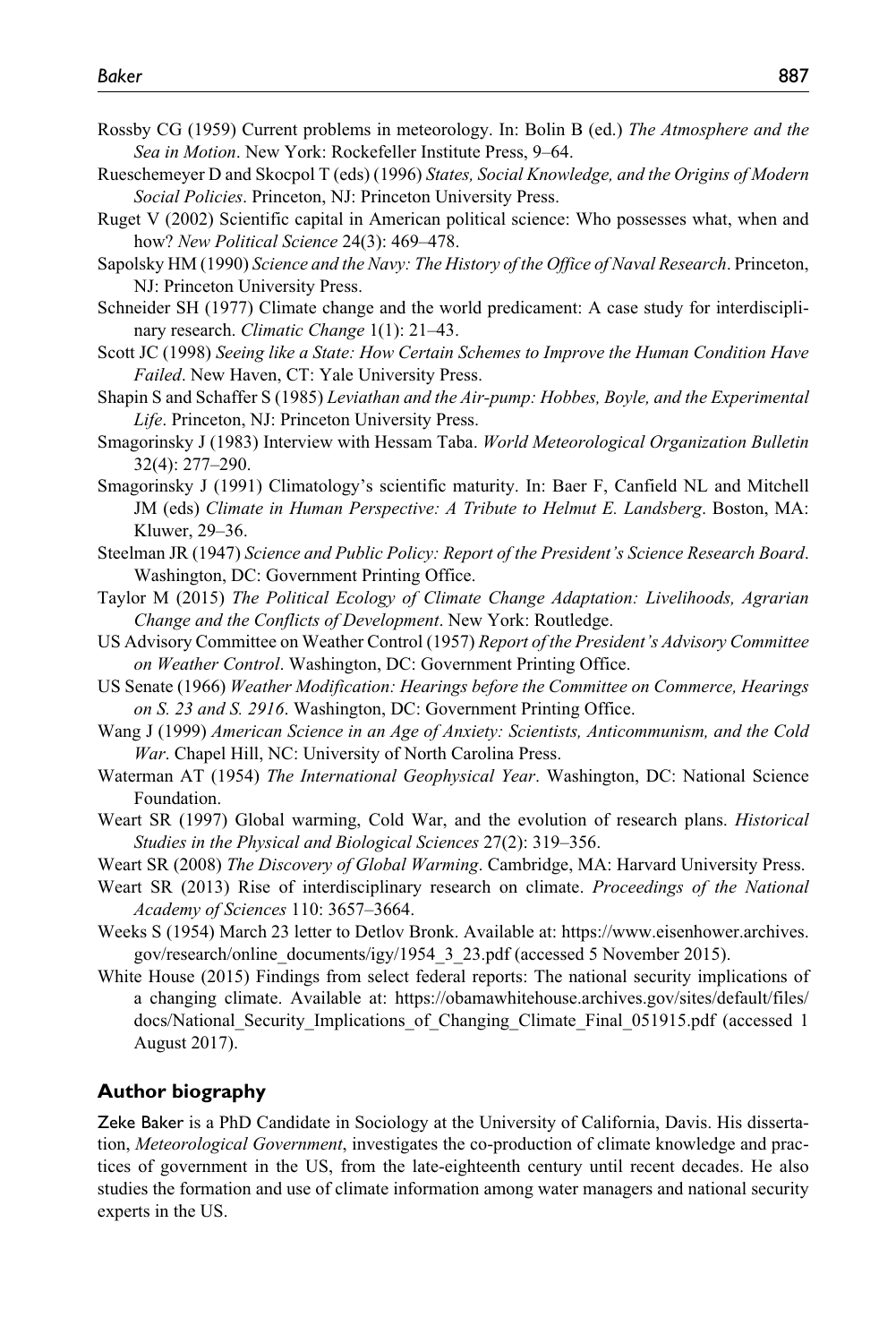Rossby CG (1959) Current problems in meteorology. In: Bolin B (ed.) *The Atmosphere and the Sea in Motion*. New York: Rockefeller Institute Press, 9–64.

Rueschemeyer D and Skocpol T (eds) (1996) *States, Social Knowledge, and the Origins of Modern Social Policies*. Princeton, NJ: Princeton University Press.

Ruget V (2002) Scientific capital in American political science: Who possesses what, when and how? *New Political Science* 24(3): 469–478.

Sapolsky HM (1990) *Science and the Navy: The History of the Office of Naval Research*. Princeton, NJ: Princeton University Press.

Schneider SH (1977) Climate change and the world predicament: A case study for interdisciplinary research. *Climatic Change* 1(1): 21–43.

Scott JC (1998) *Seeing like a State: How Certain Schemes to Improve the Human Condition Have Failed*. New Haven, CT: Yale University Press.

Shapin S and Schaffer S (1985) *Leviathan and the Air-pump: Hobbes, Boyle, and the Experimental Life*. Princeton, NJ: Princeton University Press.

Smagorinsky J (1983) Interview with Hessam Taba. *World Meteorological Organization Bulletin* 32(4): 277–290.

Smagorinsky J (1991) Climatology's scientific maturity. In: Baer F, Canfield NL and Mitchell JM (eds) *Climate in Human Perspective: A Tribute to Helmut E. Landsberg*. Boston, MA: Kluwer, 29–36.

Steelman JR (1947) *Science and Public Policy: Report of the President's Science Research Board*. Washington, DC: Government Printing Office.

Taylor M (2015) *The Political Ecology of Climate Change Adaptation: Livelihoods, Agrarian Change and the Conflicts of Development*. New York: Routledge.

US Advisory Committee on Weather Control (1957) *Report of the President's Advisory Committee on Weather Control*. Washington, DC: Government Printing Office.

US Senate (1966) *Weather Modification: Hearings before the Committee on Commerce, Hearings on S. 23 and S. 2916*. Washington, DC: Government Printing Office.

Wang J (1999) *American Science in an Age of Anxiety: Scientists, Anticommunism, and the Cold War*. Chapel Hill, NC: University of North Carolina Press.

Waterman AT (1954) *The International Geophysical Year*. Washington, DC: National Science Foundation.

Weart SR (1997) Global warming, Cold War, and the evolution of research plans. *Historical Studies in the Physical and Biological Sciences* 27(2): 319–356.

Weart SR (2008) *The Discovery of Global Warming*. Cambridge, MA: Harvard University Press.

Weart SR (2013) Rise of interdisciplinary research on climate. *Proceedings of the National Academy of Sciences* 110: 3657–3664.

Weeks S (1954) March 23 letter to Detlov Bronk. Available at: https://www.eisenhower.archives.gov/research/online_documents/igy/1954_3_23.pdf (accessed 5 November 2015).

White House (2015) Findings from select federal reports: The national security implications of a changing climate. Available at: https://obamawhitehouse.archives.gov/sites/default/files/docs/National_Security_Implications_of_Changing_Climate_Final_051915.pdf (accessed 1 August 2017).

## Author biography

Zeke Baker is a PhD Candidate in Sociology at the University of California, Davis. His dissertation, *Meteorological Government*, investigates the co-production of climate knowledge and practices of government in the US, from the late-eighteenth century until recent decades. He also studies the formation and use of climate information among water managers and national security experts in the US.